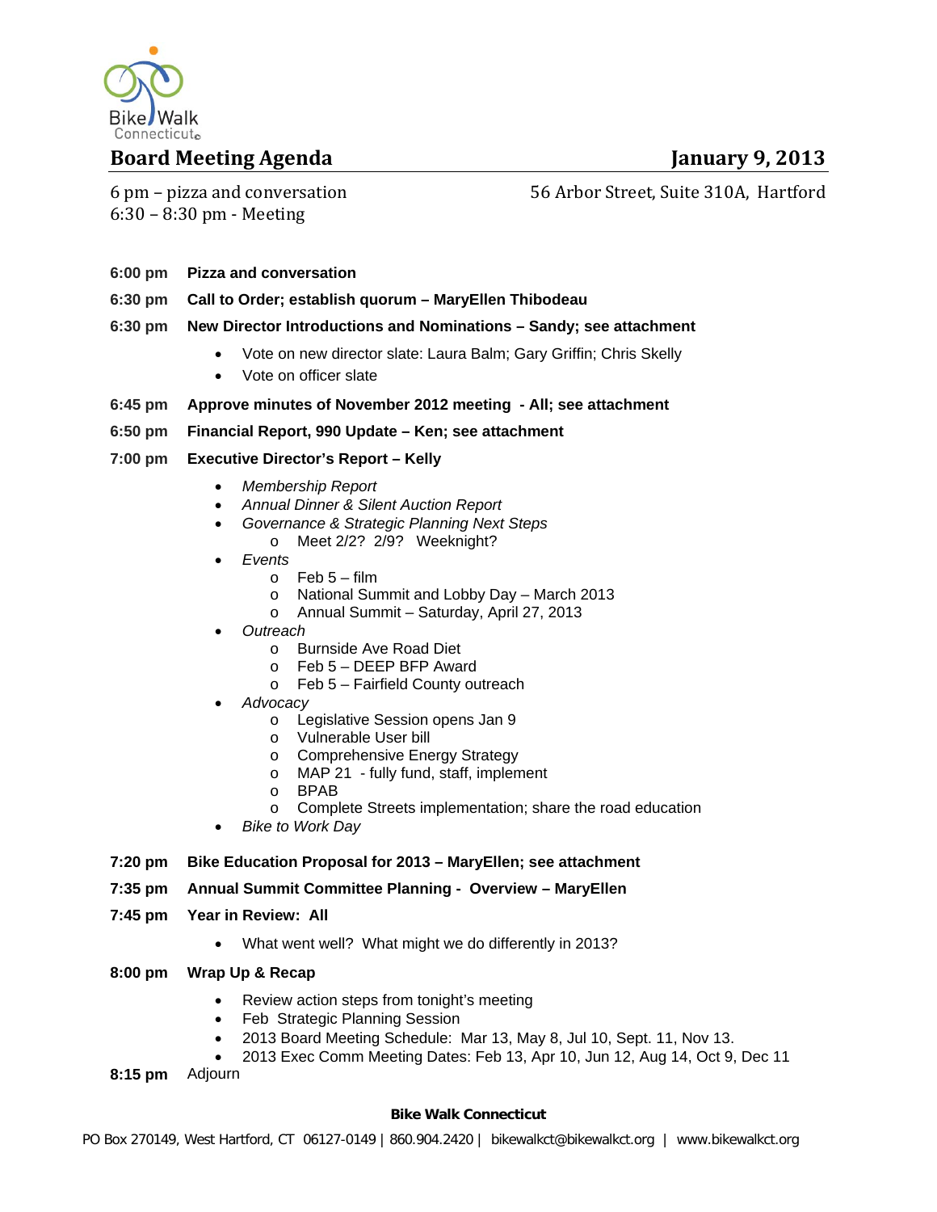Bike Walk Connecticut

# Board Meeting Agenda

**January 9, 2013**

6 pm – pizza and conversation
6:30 – 8:30 pm - Meeting

56 Arbor Street, Suite 310A, Hartford

**6:00 pm** **Pizza and conversation**

**6:30 pm** **Call to Order; establish quorum – MaryEllen Thibodeau**

**6:30 pm** **New Director Introductions and Nominations – Sandy; see attachment**

- Vote on new director slate: Laura Balm; Gary Griffin; Chris Skelly
- Vote on officer slate

**6:45 pm** **Approve minutes of November 2012 meeting - All; see attachment**

**6:50 pm** **Financial Report, 990 Update – Ken; see attachment**

**7:00 pm** **Executive Director's Report – Kelly**

- *Membership Report*
- *Annual Dinner & Silent Auction Report*
- *Governance & Strategic Planning Next Steps*
  - Meet 2/2? 2/9? Weeknight?
- *Events*
  - Feb 5 – film
  - National Summit and Lobby Day – March 2013
  - Annual Summit – Saturday, April 27, 2013
- *Outreach*
  - Burnside Ave Road Diet
  - Feb 5 – DEEP BFP Award
  - Feb 5 – Fairfield County outreach
- *Advocacy*
  - Legislative Session opens Jan 9
  - Vulnerable User bill
  - Comprehensive Energy Strategy
  - MAP 21 - fully fund, staff, implement
  - BPAB
  - Complete Streets implementation; share the road education
- *Bike to Work Day*

**7:20 pm** **Bike Education Proposal for 2013 – MaryEllen; see attachment**

**7:35 pm** **Annual Summit Committee Planning - Overview – MaryEllen**

**7:45 pm** **Year in Review: All**

- What went well? What might we do differently in 2013?

**8:00 pm** **Wrap Up & Recap**

- Review action steps from tonight's meeting
- Feb Strategic Planning Session
- 2013 Board Meeting Schedule: Mar 13, May 8, Jul 10, Sept. 11, Nov 13.
- 2013 Exec Comm Meeting Dates: Feb 13, Apr 10, Jun 12, Aug 14, Oct 9, Dec 11

**8:15 pm** Adjourn

**Bike Walk Connecticut**

PO Box 270149, West Hartford, CT 06127-0149 | 860.904.2420 | bikewalkct@bikewalkct.org | www.bikewalkct.org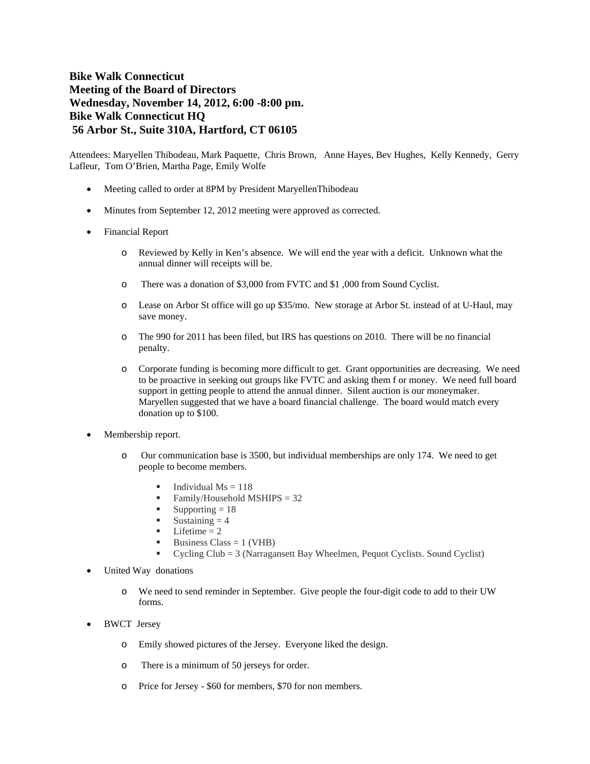**Bike Walk Connecticut**
**Meeting of the Board of Directors**
**Wednesday, November 14, 2012, 6:00 -8:00 pm.**
**Bike Walk Connecticut HQ**
**56 Arbor St., Suite 310A, Hartford, CT 06105**

Attendees: Maryellen Thibodeau, Mark Paquette, Chris Brown, Anne Hayes, Bev Hughes, Kelly Kennedy, Gerry Lafleur, Tom O'Brien, Martha Page, Emily Wolfe

- Meeting called to order at 8PM by President MaryellenThibodeau
- Minutes from September 12, 2012 meeting were approved as corrected.
- Financial Report
    - Reviewed by Kelly in Ken's absence. We will end the year with a deficit. Unknown what the annual dinner will receipts will be.
    - There was a donation of $3,000 from FVTC and $1 ,000 from Sound Cyclist.
    - Lease on Arbor St office will go up $35/mo. New storage at Arbor St. instead of at U-Haul, may save money.
    - The 990 for 2011 has been filed, but IRS has questions on 2010. There will be no financial penalty.
    - Corporate funding is becoming more difficult to get. Grant opportunities are decreasing. We need to be proactive in seeking out groups like FVTC and asking them f or money. We need full board support in getting people to attend the annual dinner. Silent auction is our moneymaker. Maryellen suggested that we have a board financial challenge. The board would match every donation up to $100.
- Membership report.
    - Our communication base is 3500, but individual memberships are only 174. We need to get people to become members.
        - Individual Ms = 118
        - Family/Household MSHIPS = 32
        - Supporting = 18
        - Sustaining = 4
        - Lifetime = 2
        - Business Class = 1 (VHB)
        - Cycling Club = 3 (Narragansett Bay Wheelmen, Pequot Cyclists. Sound Cyclist)
- United Way donations
    - We need to send reminder in September. Give people the four-digit code to add to their UW forms.
- BWCT Jersey
    - Emily showed pictures of the Jersey. Everyone liked the design.
    - There is a minimum of 50 jerseys for order.
    - Price for Jersey - $60 for members, $70 for non members.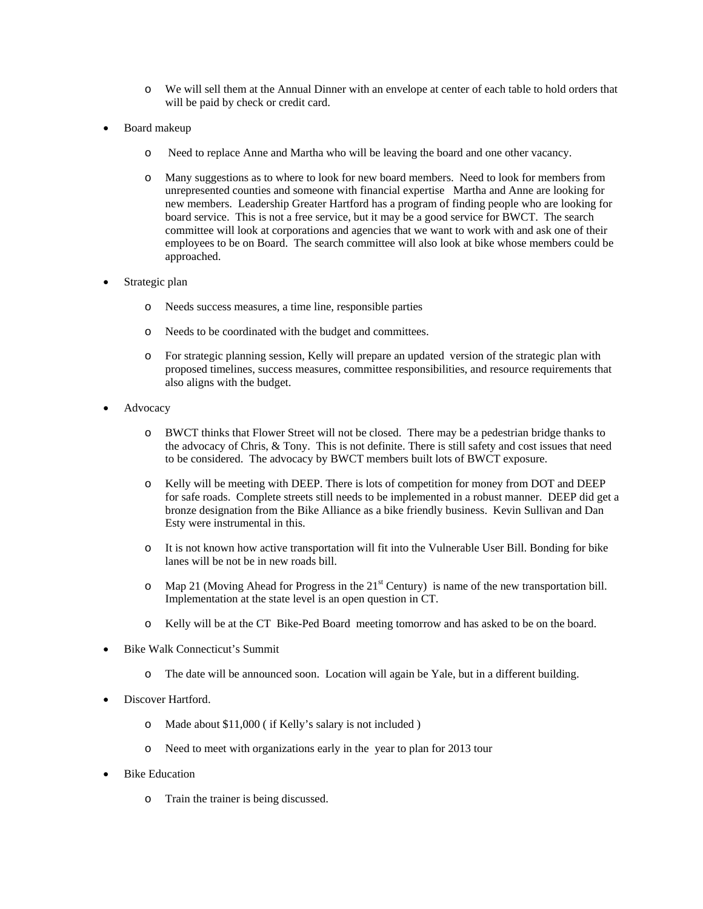- We will sell them at the Annual Dinner with an envelope at center of each table to hold orders that will be paid by check or credit card.

- Board makeup
  - Need to replace Anne and Martha who will be leaving the board and one other vacancy.
  - Many suggestions as to where to look for new board members. Need to look for members from unrepresented counties and someone with financial expertise Martha and Anne are looking for new members. Leadership Greater Hartford has a program of finding people who are looking for board service. This is not a free service, but it may be a good service for BWCT. The search committee will look at corporations and agencies that we want to work with and ask one of their employees to be on Board. The search committee will also look at bike whose members could be approached.

- Strategic plan
  - Needs success measures, a time line, responsible parties
  - Needs to be coordinated with the budget and committees.
  - For strategic planning session, Kelly will prepare an updated version of the strategic plan with proposed timelines, success measures, committee responsibilities, and resource requirements that also aligns with the budget.

- Advocacy
  - BWCT thinks that Flower Street will not be closed. There may be a pedestrian bridge thanks to the advocacy of Chris, & Tony. This is not definite. There is still safety and cost issues that need to be considered. The advocacy by BWCT members built lots of BWCT exposure.
  - Kelly will be meeting with DEEP. There is lots of competition for money from DOT and DEEP for safe roads. Complete streets still needs to be implemented in a robust manner. DEEP did get a bronze designation from the Bike Alliance as a bike friendly business. Kevin Sullivan and Dan Esty were instrumental in this.
  - It is not known how active transportation will fit into the Vulnerable User Bill. Bonding for bike lanes will be not be in new roads bill.
  - Map 21 (Moving Ahead for Progress in the 21st Century) is name of the new transportation bill. Implementation at the state level is an open question in CT.
  - Kelly will be at the CT Bike-Ped Board meeting tomorrow and has asked to be on the board.

- Bike Walk Connecticut's Summit
  - The date will be announced soon. Location will again be Yale, but in a different building.

- Discover Hartford.
  - Made about $11,000 ( if Kelly's salary is not included )
  - Need to meet with organizations early in the year to plan for 2013 tour

- Bike Education
  - Train the trainer is being discussed.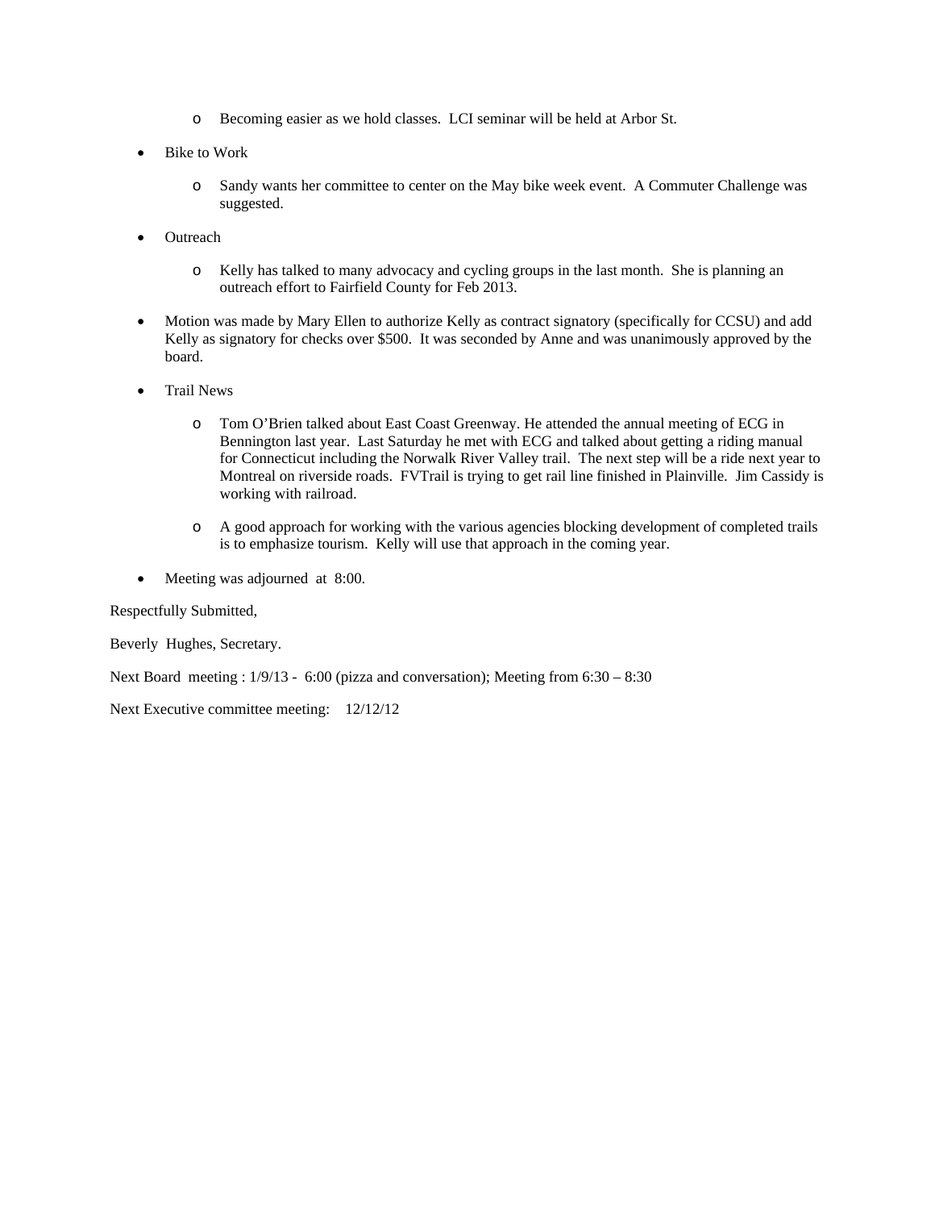- Becoming easier as we hold classes. LCI seminar will be held at Arbor St.

- Bike to Work

    - Sandy wants her committee to center on the May bike week event. A Commuter Challenge was suggested.

- Outreach

    - Kelly has talked to many advocacy and cycling groups in the last month. She is planning an outreach effort to Fairfield County for Feb 2013.

- Motion was made by Mary Ellen to authorize Kelly as contract signatory (specifically for CCSU) and add Kelly as signatory for checks over $500. It was seconded by Anne and was unanimously approved by the board.

- Trail News

    - Tom O'Brien talked about East Coast Greenway. He attended the annual meeting of ECG in Bennington last year. Last Saturday he met with ECG and talked about getting a riding manual for Connecticut including the Norwalk River Valley trail. The next step will be a ride next year to Montreal on riverside roads. FVTrail is trying to get rail line finished in Plainville. Jim Cassidy is working with railroad.

    - A good approach for working with the various agencies blocking development of completed trails is to emphasize tourism. Kelly will use that approach in the coming year.

- Meeting was adjourned at 8:00.

Respectfully Submitted,

Beverly Hughes, Secretary.

Next Board meeting : 1/9/13 - 6:00 (pizza and conversation); Meeting from 6:30 – 8:30

Next Executive committee meeting: 12/12/12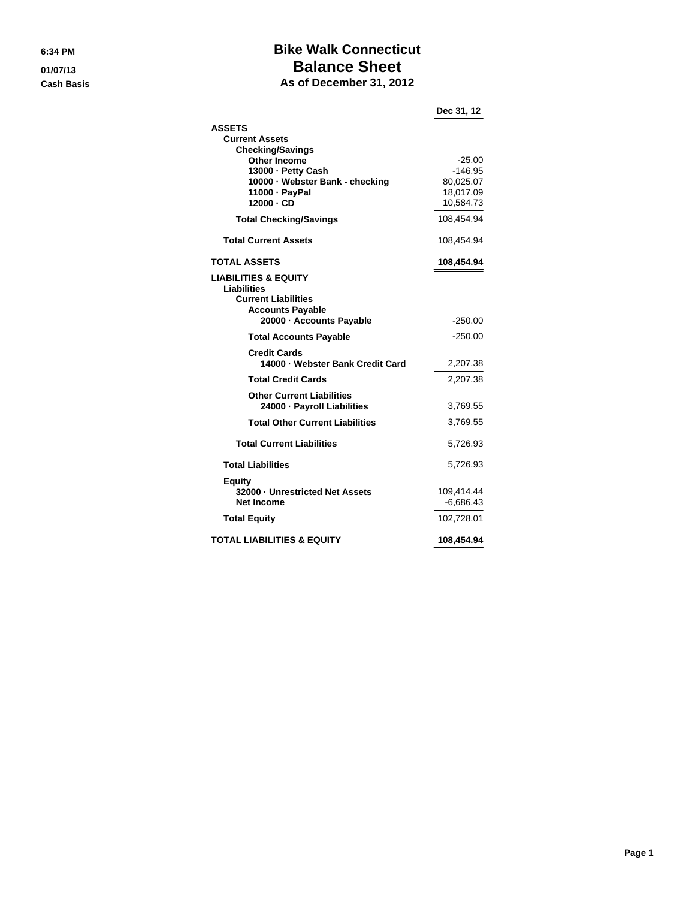6:34 PM

01/07/13

Cash Basis

# Bike Walk Connecticut
## Balance Sheet
### As of December 31, 2012

| | Dec 31, 12 |
|---|---|
| **ASSETS** | |
| **Current Assets** | |
| **Checking/Savings** | |
| **Other Income** | -25.00 |
| **13000 · Petty Cash** | -146.95 |
| **10000 · Webster Bank - checking** | 80,025.07 |
| **11000 · PayPal** | 18,017.09 |
| **12000 · CD** | 10,584.73 |
| **Total Checking/Savings** | 108,454.94 |
| **Total Current Assets** | 108,454.94 |
| **TOTAL ASSETS** | **108,454.94** |
| **LIABILITIES & EQUITY** | |
| **Liabilities** | |
| **Current Liabilities** | |
| **Accounts Payable** | |
| **20000 · Accounts Payable** | -250.00 |
| **Total Accounts Payable** | -250.00 |
| **Credit Cards** | |
| **14000 · Webster Bank Credit Card** | 2,207.38 |
| **Total Credit Cards** | 2,207.38 |
| **Other Current Liabilities** | |
| **24000 · Payroll Liabilities** | 3,769.55 |
| **Total Other Current Liabilities** | 3,769.55 |
| **Total Current Liabilities** | 5,726.93 |
| **Total Liabilities** | 5,726.93 |
| **Equity** | |
| **32000 · Unrestricted Net Assets** | 109,414.44 |
| **Net Income** | -6,686.43 |
| **Total Equity** | 102,728.01 |
| **TOTAL LIABILITIES & EQUITY** | **108,454.94** |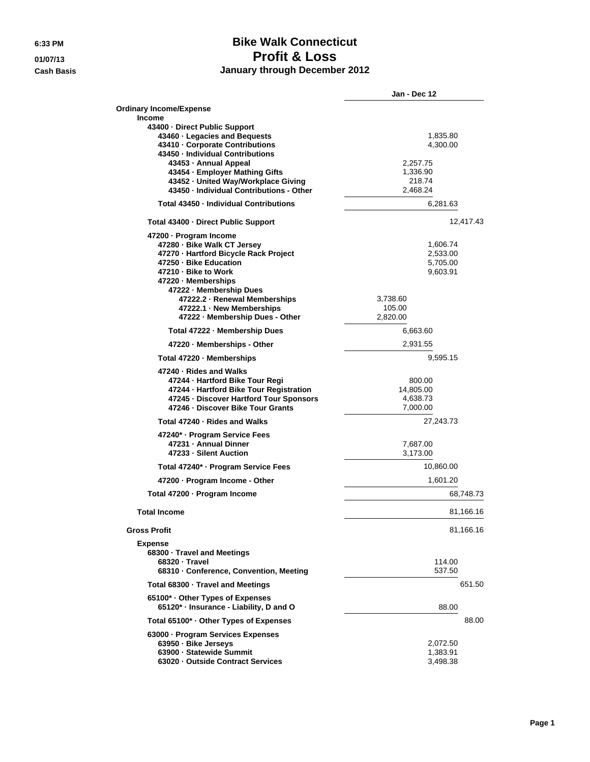# Bike Walk Connecticut
## Profit & Loss
### January through December 2012

6:33 PM
01/07/13
Cash Basis

| | | | Jan - Dec 12 |
|---|---|---|---|
| **Ordinary Income/Expense** | | | |
| **Income** | | | |
| **43400 · Direct Public Support** | | | |
| **43460 · Legacies and Bequests** | | | 1,835.80 |
| **43410 · Corporate Contributions** | | | 4,300.00 |
| **43450 · Individual Contributions** | | | |
| **43453 · Annual Appeal** | | 2,257.75 | |
| **43454 · Employer Mathing Gifts** | | 1,336.90 | |
| **43452 · United Way/Workplace Giving** | | 218.74 | |
| **43450 · Individual Contributions - Other** | | 2,468.24 | |
| **Total 43450 · Individual Contributions** | | | 6,281.63 |
| **Total 43400 · Direct Public Support** | | | 12,417.43 |
| **47200 · Program Income** | | | |
| **47280 · Bike Walk CT Jersey** | | | 1,606.74 |
| **47270 · Hartford Bicycle Rack Project** | | | 2,533.00 |
| **47250 · Bike Education** | | | 5,705.00 |
| **47210 · Bike to Work** | | | 9,603.91 |
| **47220 · Memberships** | | | |
| **47222 · Membership Dues** | | | |
| **47222.2 · Renewal Memberships** | 3,738.60 | | |
| **47222.1 · New Memberships** | 105.00 | | |
| **47222 · Membership Dues - Other** | 2,820.00 | | |
| **Total 47222 · Membership Dues** | | 6,663.60 | |
| **47220 · Memberships - Other** | | 2,931.55 | |
| **Total 47220 · Memberships** | | | 9,595.15 |
| **47240 · Rides and Walks** | | | |
| **47244 · Hartford Bike Tour Regi** | | 800.00 | |
| **47244 · Hartford Bicycle Tour Registration** | | 14,805.00 | |
| **47245 · Discover Hartford Tour Sponsors** | | 4,638.73 | |
| **47246 · Discover Bike Tour Grants** | | 7,000.00 | |
| **Total 47240 · Rides and Walks** | | | 27,243.73 |
| **47240* · Program Service Fees** | | | |
| **47231 · Annual Dinner** | | 7,687.00 | |
| **47233 · Silent Auction** | | 3,173.00 | |
| **Total 47240* · Program Service Fees** | | | 10,860.00 |
| **47200 · Program Income - Other** | | | 1,601.20 |
| **Total 47200 · Program Income** | | | 68,748.73 |
| **Total Income** | | | 81,166.16 |
| **Gross Profit** | | | 81,166.16 |
| **Expense** | | | |
| **68300 · Travel and Meetings** | | | |
| **68320 · Travel** | | | 114.00 |
| **68310 · Conference, Convention, Meeting** | | | 537.50 |
| **Total 68300 · Travel and Meetings** | | | 651.50 |
| **65100* · Other Types of Expenses** | | | |
| **65120* · Insurance - Liability, D and O** | | | 88.00 |
| **Total 65100* · Other Types of Expenses** | | | 88.00 |
| **63000 · Program Services Expenses** | | | |
| **63950 · Bike Jerseys** | | | 2,072.50 |
| **63900 · Statewide Summit** | | | 1,383.91 |
| **63020 · Outside Contract Services** | | | 3,498.38 |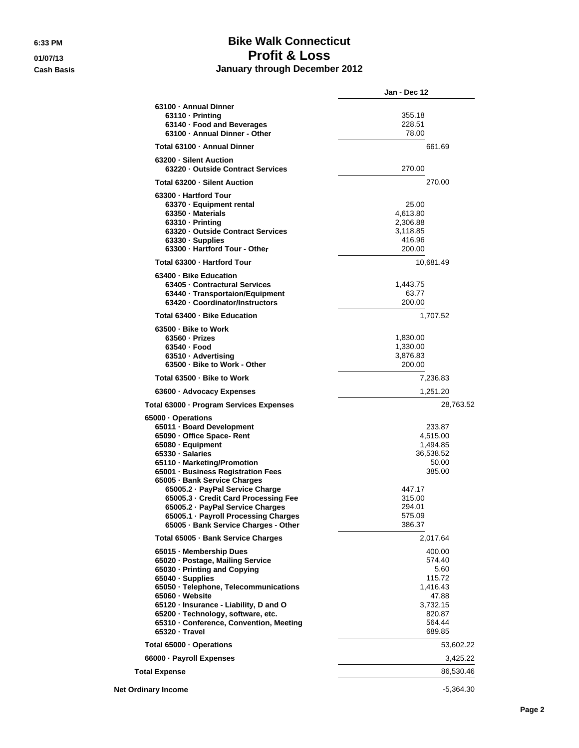# Bike Walk Connecticut
## Profit & Loss
### January through December 2012

6:33 PM
01/07/13
Cash Basis

| | Jan - Dec 12 | |
|---|---|---|
| 63100 · Annual Dinner | | |
| 63110 · Printing | 355.18 | |
| 63140 · Food and Beverages | 228.51 | |
| 63100 · Annual Dinner - Other | 78.00 | |
| Total 63100 · Annual Dinner | | 661.69 |
| 63200 · Silent Auction | | |
| 63220 · Outside Contract Services | 270.00 | |
| Total 63200 · Silent Auction | | 270.00 |
| 63300 · Hartford Tour | | |
| 63370 · Equipment rental | 25.00 | |
| 63350 · Materials | 4,613.80 | |
| 63310 · Printing | 2,306.88 | |
| 63320 · Outside Contract Services | 3,118.85 | |
| 63330 · Supplies | 416.96 | |
| 63300 · Hartford Tour - Other | 200.00 | |
| Total 63300 · Hartford Tour | | 10,681.49 |
| 63400 · Bike Education | | |
| 63405 · Contractural Services | 1,443.75 | |
| 63440 · Transportaion/Equipment | 63.77 | |
| 63420 · Coordinator/Instructors | 200.00 | |
| Total 63400 · Bike Education | | 1,707.52 |
| 63500 · Bike to Work | | |
| 63560 · Prizes | 1,830.00 | |
| 63540 · Food | 1,330.00 | |
| 63510 · Advertising | 3,876.83 | |
| 63500 · Bike to Work - Other | 200.00 | |
| Total 63500 · Bike to Work | | 7,236.83 |
| 63600 · Advocacy Expenses | | 1,251.20 |
| Total 63000 · Program Services Expenses | | 28,763.52 |
| 65000 · Operations | | |
| 65011 · Board Development | | 233.87 |
| 65090 · Office Space- Rent | | 4,515.00 |
| 65080 · Equipment | | 1,494.85 |
| 65330 · Salaries | | 36,538.52 |
| 65110 · Marketing/Promotion | | 50.00 |
| 65001 · Business Registration Fees | | 385.00 |
| 65005 · Bank Service Charges | | |
| 65005.2 · PayPal Service Charge | 447.17 | |
| 65005.3 · Credit Card Processing Fee | 315.00 | |
| 65005.2 · PayPal Service Charges | 294.01 | |
| 65005.1 · Payroll Processing Charges | 575.09 | |
| 65005 · Bank Service Charges - Other | 386.37 | |
| Total 65005 · Bank Service Charges | | 2,017.64 |
| 65015 · Membership Dues | | 400.00 |
| 65020 · Postage, Mailing Service | | 574.40 |
| 65030 · Printing and Copying | | 5.60 |
| 65040 · Supplies | | 115.72 |
| 65050 · Telephone, Telecommunications | | 1,416.43 |
| 65060 · Website | | 47.88 |
| 65120 · Insurance - Liability, D and O | | 3,732.15 |
| 65200 · Technology, software, etc. | | 820.87 |
| 65310 · Conference, Convention, Meeting | | 564.44 |
| 65320 · Travel | | 689.85 |
| Total 65000 · Operations | | 53,602.22 |
| 66000 · Payroll Expenses | | 3,425.22 |
| Total Expense | | 86,530.46 |
| Net Ordinary Income | | -5,364.30 |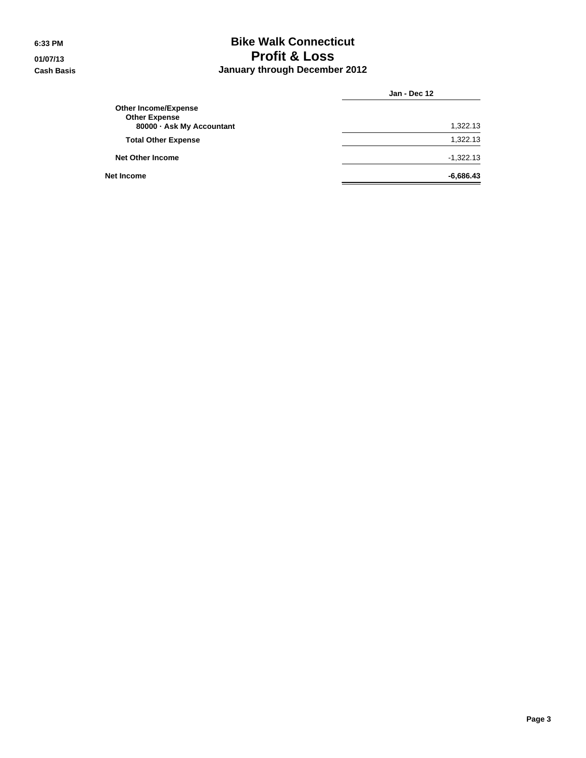# Bike Walk Connecticut
## Profit & Loss
### January through December 2012

6:33 PM
01/07/13
Cash Basis

| | Jan - Dec 12 |
|---|---|
| **Other Income/Expense** | |
| **Other Expense** | |
| **80000 · Ask My Accountant** | 1,322.13 |
| **Total Other Expense** | 1,322.13 |
| **Net Other Income** | -1,322.13 |
| **Net Income** | **-6,686.43** |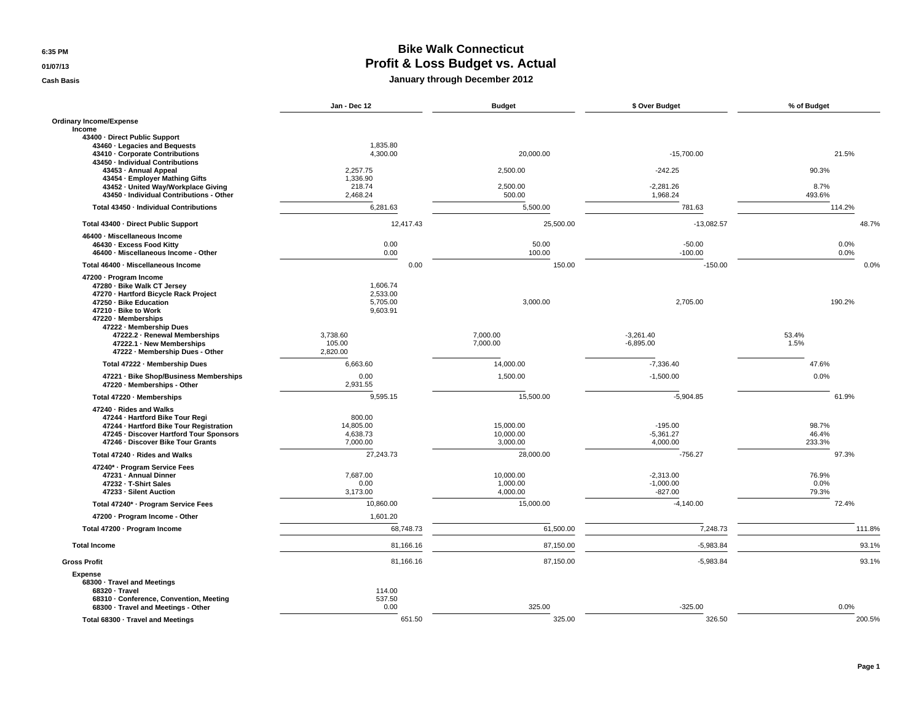# Bike Walk Connecticut
## Profit & Loss Budget vs. Actual
### January through December 2012

6:35 PM
01/07/13
Cash Basis

| | Jan - Dec 12 | Budget | $ Over Budget | % of Budget |
|---|---|---|---|---|
| **Ordinary Income/Expense** | | | | |
| **Income** | | | | |
| **43400 · Direct Public Support** | | | | |
| **43460 · Legacies and Bequests** | 1,835.80 | | | |
| **43410 · Corporate Contributions** | 4,300.00 | 20,000.00 | -15,700.00 | 21.5% |
| **43450 · Individual Contributions** | | | | |
| **43453 · Annual Appeal** | 2,257.75 | 2,500.00 | -242.25 | 90.3% |
| **43454 · Employer Mathing Gifts** | 1,336.90 | | | |
| **43452 · United Way/Workplace Giving** | 218.74 | 2,500.00 | -2,281.26 | 8.7% |
| **43450 · Individual Contributions - Other** | 2,468.24 | 500.00 | 1,968.24 | 493.6% |
| **Total 43450 · Individual Contributions** | 6,281.63 | 5,500.00 | 781.63 | 114.2% |
| **Total 43400 · Direct Public Support** | 12,417.43 | 25,500.00 | -13,082.57 | 48.7% |
| **46400 · Miscellaneous Income** | | | | |
| **46430 · Excess Food Kitty** | 0.00 | 50.00 | -50.00 | 0.0% |
| **46400 · Miscellaneous Income - Other** | 0.00 | 100.00 | -100.00 | 0.0% |
| **Total 46400 · Miscellaneous Income** | 0.00 | 150.00 | -150.00 | 0.0% |
| **47200 · Program Income** | | | | |
| **47280 · Bike Walk CT Jersey** | 1,606.74 | | | |
| **47270 · Hartford Bicycle Rack Project** | 2,533.00 | | | |
| **47250 · Bike Education** | 5,705.00 | 3,000.00 | 2,705.00 | 190.2% |
| **47210 · Bike to Work** | 9,603.91 | | | |
| **47220 · Memberships** | | | | |
| **47222 · Membership Dues** | | | | |
| **47222.2 · Renewal Memberships** | 3,738.60 | 7,000.00 | -3,261.40 | 53.4% |
| **47222.1 · New Memberships** | 105.00 | 7,000.00 | -6,895.00 | 1.5% |
| **47222 · Membership Dues - Other** | 2,820.00 | | | |
| **Total 47222 · Membership Dues** | 6,663.60 | 14,000.00 | -7,336.40 | 47.6% |
| **47221 · Bike Shop/Business Memberships** | 0.00 | 1,500.00 | -1,500.00 | 0.0% |
| **47220 · Memberships - Other** | 2,931.55 | | | |
| **Total 47220 · Memberships** | 9,595.15 | 15,500.00 | -5,904.85 | 61.9% |
| **47240 · Rides and Walks** | | | | |
| **47244 · Hartford Bike Tour Regi** | 800.00 | | | |
| **47244 · Hartford Bike Tour Registration** | 14,805.00 | 15,000.00 | -195.00 | 98.7% |
| **47245 · Discover Hartford Tour Sponsors** | 4,638.73 | 10,000.00 | -5,361.27 | 46.4% |
| **47246 · Discover Bike Tour Grants** | 7,000.00 | 3,000.00 | 4,000.00 | 233.3% |
| **Total 47240 · Rides and Walks** | 27,243.73 | 28,000.00 | -756.27 | 97.3% |
| **47240* · Program Service Fees** | | | | |
| **47231 · Annual Dinner** | 7,687.00 | 10,000.00 | -2,313.00 | 76.9% |
| **47232 · T-Shirt Sales** | 0.00 | 1,000.00 | -1,000.00 | 0.0% |
| **47233 · Silent Auction** | 3,173.00 | 4,000.00 | -827.00 | 79.3% |
| **Total 47240* · Program Service Fees** | 10,860.00 | 15,000.00 | -4,140.00 | 72.4% |
| **47200 · Program Income - Other** | 1,601.20 | | | |
| **Total 47200 · Program Income** | 68,748.73 | 61,500.00 | 7,248.73 | 111.8% |
| **Total Income** | 81,166.16 | 87,150.00 | -5,983.84 | 93.1% |
| **Gross Profit** | 81,166.16 | 87,150.00 | -5,983.84 | 93.1% |
| **Expense** | | | | |
| **68300 · Travel and Meetings** | | | | |
| **68320 · Travel** | 114.00 | | | |
| **68310 · Conference, Convention, Meeting** | 537.50 | | | |
| **68300 · Travel and Meetings - Other** | 0.00 | 325.00 | -325.00 | 0.0% |
| **Total 68300 · Travel and Meetings** | 651.50 | 325.00 | 326.50 | 200.5% |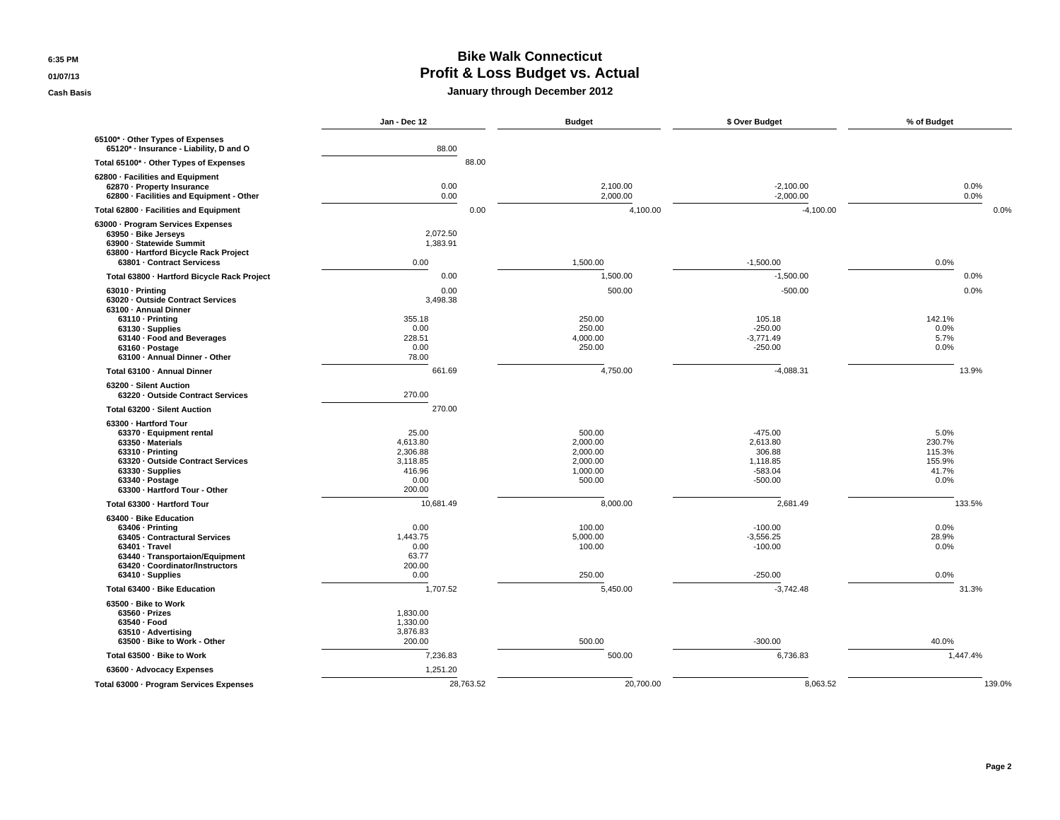# Bike Walk Connecticut
## Profit & Loss Budget vs. Actual
### January through December 2012

6:35 PM
01/07/13
Cash Basis

| | Jan - Dec 12 | Budget | $ Over Budget | % of Budget |
|---|---|---|---|---|
| **65100* · Other Types of Expenses** | | | | |
| **65120* · Insurance - Liability, D and O** | 88.00 | | | |
| **Total 65100* · Other Types of Expenses** | 88.00 | | | |
| **62800 · Facilities and Equipment** | | | | |
| **62870 · Property Insurance** | 0.00 | 2,100.00 | -2,100.00 | 0.0% |
| **62800 · Facilities and Equipment - Other** | 0.00 | 2,000.00 | -2,000.00 | 0.0% |
| **Total 62800 · Facilities and Equipment** | 0.00 | 4,100.00 | -4,100.00 | 0.0% |
| **63000 · Program Services Expenses** | | | | |
| **63950 · Bike Jerseys** | 2,072.50 | | | |
| **63900 · Statewide Summit** | 1,383.91 | | | |
| **63800 · Hartford Bicycle Rack Project** | | | | |
| **63801 · Contract Servicess** | 0.00 | 1,500.00 | -1,500.00 | 0.0% |
| **Total 63800 · Hartford Bicycle Rack Project** | 0.00 | 1,500.00 | -1,500.00 | 0.0% |
| **63010 · Printing** | 0.00 | 500.00 | -500.00 | 0.0% |
| **63020 · Outside Contract Services** | 3,498.38 | | | |
| **63100 · Annual Dinner** | | | | |
| **63110 · Printing** | 355.18 | 250.00 | 105.18 | 142.1% |
| **63130 · Supplies** | 0.00 | 250.00 | -250.00 | 0.0% |
| **63140 · Food and Beverages** | 228.51 | 4,000.00 | -3,771.49 | 5.7% |
| **63160 · Postage** | 0.00 | 250.00 | -250.00 | 0.0% |
| **63100 · Annual Dinner - Other** | 78.00 | | | |
| **Total 63100 · Annual Dinner** | 661.69 | 4,750.00 | -4,088.31 | 13.9% |
| **63200 · Silent Auction** | | | | |
| **63220 · Outside Contract Services** | 270.00 | | | |
| **Total 63200 · Silent Auction** | 270.00 | | | |
| **63300 · Hartford Tour** | | | | |
| **63370 · Equipment rental** | 25.00 | 500.00 | -475.00 | 5.0% |
| **63350 · Materials** | 4,613.80 | 2,000.00 | 2,613.80 | 230.7% |
| **63310 · Printing** | 2,306.88 | 2,000.00 | 306.88 | 115.3% |
| **63320 · Outside Contract Services** | 3,118.85 | 2,000.00 | 1,118.85 | 155.9% |
| **63330 · Supplies** | 416.96 | 1,000.00 | -583.04 | 41.7% |
| **63340 · Postage** | 0.00 | 500.00 | -500.00 | 0.0% |
| **63300 · Hartford Tour - Other** | 200.00 | | | |
| **Total 63300 · Hartford Tour** | 10,681.49 | 8,000.00 | 2,681.49 | 133.5% |
| **63400 · Bike Education** | | | | |
| **63406 · Printing** | 0.00 | 100.00 | -100.00 | 0.0% |
| **63405 · Contractural Services** | 1,443.75 | 5,000.00 | -3,556.25 | 28.9% |
| **63401 · Travel** | 0.00 | 100.00 | -100.00 | 0.0% |
| **63440 · Transportaion/Equipment** | 63.77 | | | |
| **63420 · Coordinator/Instructors** | 200.00 | | | |
| **63410 · Supplies** | 0.00 | 250.00 | -250.00 | 0.0% |
| **Total 63400 · Bike Education** | 1,707.52 | 5,450.00 | -3,742.48 | 31.3% |
| **63500 · Bike to Work** | | | | |
| **63560 · Prizes** | 1,830.00 | | | |
| **63540 · Food** | 1,330.00 | | | |
| **63510 · Advertising** | 3,876.83 | | | |
| **63500 · Bike to Work - Other** | 200.00 | 500.00 | -300.00 | 40.0% |
| **Total 63500 · Bike to Work** | 7,236.83 | 500.00 | 6,736.83 | 1,447.4% |
| **63600 · Advocacy Expenses** | 1,251.20 | | | |
| **Total 63000 · Program Services Expenses** | 28,763.52 | 20,700.00 | 8,063.52 | 139.0% |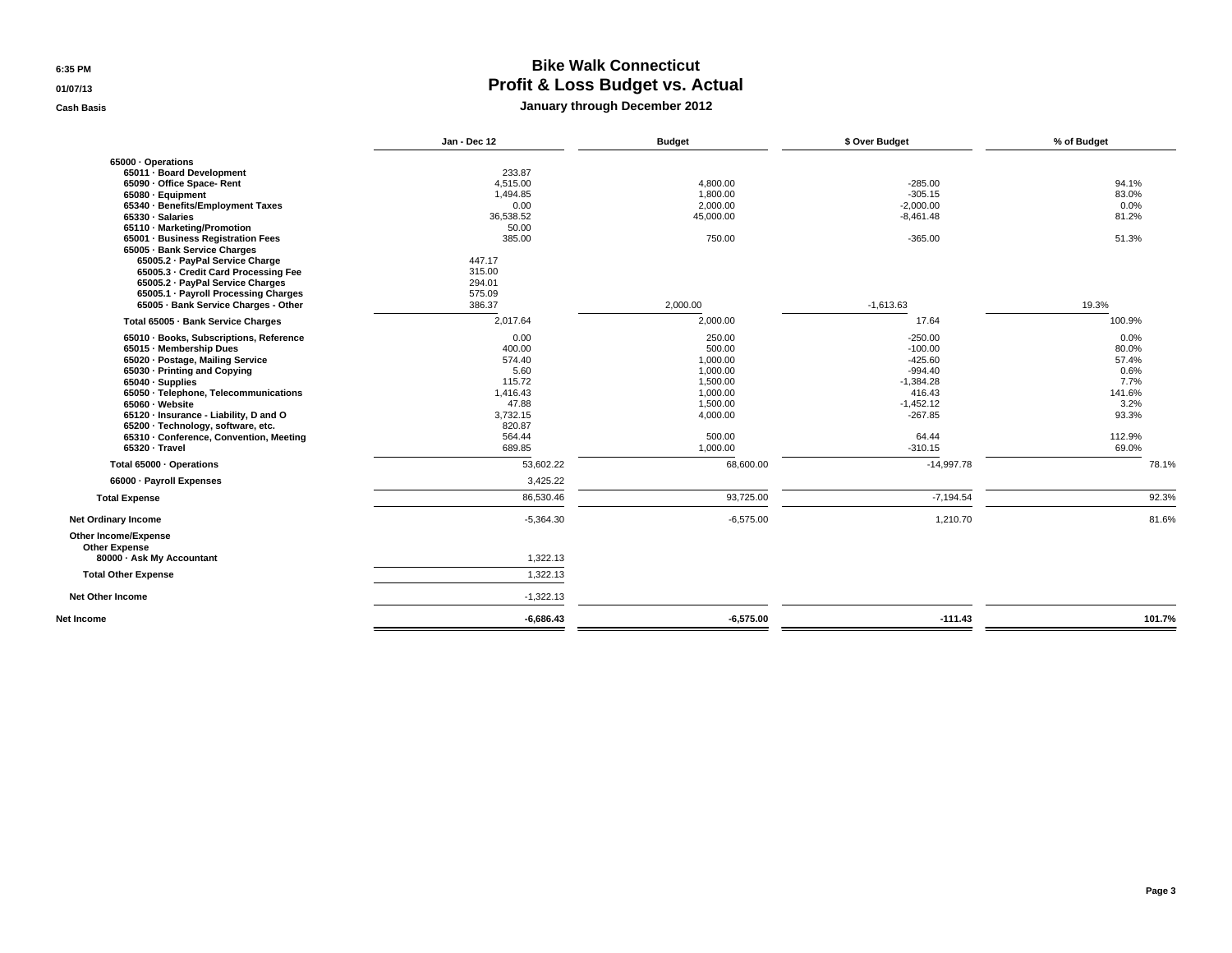6:35 PM
01/07/13
Cash Basis

# Bike Walk Connecticut
## Profit & Loss Budget vs. Actual
### January through December 2012

| | Jan - Dec 12 | Budget | $ Over Budget | % of Budget |
|---|---|---|---|---|
| 65000 · Operations | | | | |
| 65011 · Board Development | 233.87 | | | |
| 65090 · Office Space- Rent | 4,515.00 | 4,800.00 | -285.00 | 94.1% |
| 65080 · Equipment | 1,494.85 | 1,800.00 | -305.15 | 83.0% |
| 65340 · Benefits/Employment Taxes | 0.00 | 2,000.00 | -2,000.00 | 0.0% |
| 65330 · Salaries | 36,538.52 | 45,000.00 | -8,461.48 | 81.2% |
| 65110 · Marketing/Promotion | 50.00 | | | |
| 65001 · Business Registration Fees | 385.00 | 750.00 | -365.00 | 51.3% |
| 65005 · Bank Service Charges | | | | |
| 65005.2 · PayPal Service Charge | 447.17 | | | |
| 65005.3 · Credit Card Processing Fee | 315.00 | | | |
| 65005.2 · PayPal Service Charges | 294.01 | | | |
| 65005.1 · Payroll Processing Charges | 575.09 | | | |
| 65005 · Bank Service Charges - Other | 386.37 | 2,000.00 | -1,613.63 | 19.3% |
| Total 65005 · Bank Service Charges | 2,017.64 | 2,000.00 | 17.64 | 100.9% |
| 65010 · Books, Subscriptions, Reference | 0.00 | 250.00 | -250.00 | 0.0% |
| 65015 · Membership Dues | 400.00 | 500.00 | -100.00 | 80.0% |
| 65020 · Postage, Mailing Service | 574.40 | 1,000.00 | -425.60 | 57.4% |
| 65030 · Printing and Copying | 5.60 | 1,000.00 | -994.40 | 0.6% |
| 65040 · Supplies | 115.72 | 1,500.00 | -1,384.28 | 7.7% |
| 65050 · Telephone, Telecommunications | 1,416.43 | 1,000.00 | 416.43 | 141.6% |
| 65060 · Website | 47.88 | 1,500.00 | -1,452.12 | 3.2% |
| 65120 · Insurance - Liability, D and O | 3,732.15 | 4,000.00 | -267.85 | 93.3% |
| 65200 · Technology, software, etc. | 820.87 | | | |
| 65310 · Conference, Convention, Meeting | 564.44 | 500.00 | 64.44 | 112.9% |
| 65320 · Travel | 689.85 | 1,000.00 | -310.15 | 69.0% |
| Total 65000 · Operations | 53,602.22 | 68,600.00 | -14,997.78 | 78.1% |
| 66000 · Payroll Expenses | 3,425.22 | | | |
| Total Expense | 86,530.46 | 93,725.00 | -7,194.54 | 92.3% |
| Net Ordinary Income | -5,364.30 | -6,575.00 | 1,210.70 | 81.6% |
| Other Income/Expense | | | | |
| Other Expense | | | | |
| 80000 · Ask My Accountant | 1,322.13 | | | |
| Total Other Expense | 1,322.13 | | | |
| Net Other Income | -1,322.13 | | | |
| **Net Income** | **-6,686.43** | **-6,575.00** | **-111.43** | **101.7%** |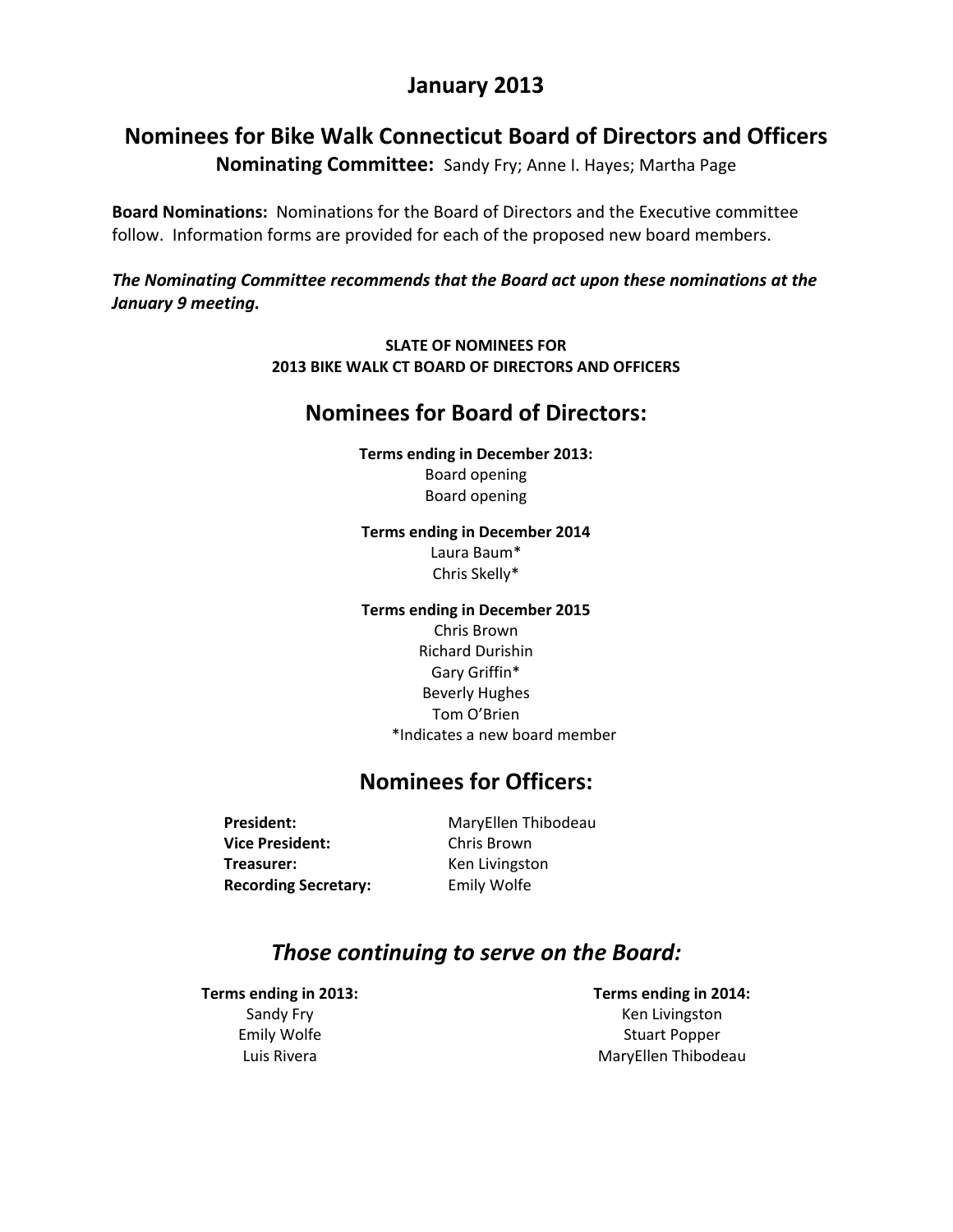# January 2013

## Nominees for Bike Walk Connecticut Board of Directors and Officers

**Nominating Committee:** Sandy Fry; Anne I. Hayes; Martha Page

**Board Nominations:** Nominations for the Board of Directors and the Executive committee follow. Information forms are provided for each of the proposed new board members.

***The Nominating Committee recommends that the Board act upon these nominations at the January 9 meeting.***

**SLATE OF NOMINEES FOR**
**2013 BIKE WALK CT BOARD OF DIRECTORS AND OFFICERS**

## Nominees for Board of Directors:

**Terms ending in December 2013:**
Board opening
Board opening

**Terms ending in December 2014**
Laura Baum*
Chris Skelly*

**Terms ending in December 2015**
Chris Brown
Richard Durishin
Gary Griffin*
Beverly Hughes
Tom O'Brien

*Indicates a new board member

## Nominees for Officers:

| | |
|---|---|
| **President:** | MaryEllen Thibodeau |
| **Vice President:** | Chris Brown |
| **Treasurer:** | Ken Livingston |
| **Recording Secretary:** | Emily Wolfe |

## *Those continuing to serve on the Board:*

**Terms ending in 2013:**
Sandy Fry
Emily Wolfe
Luis Rivera

**Terms ending in 2014:**
Ken Livingston
Stuart Popper
MaryEllen Thibodeau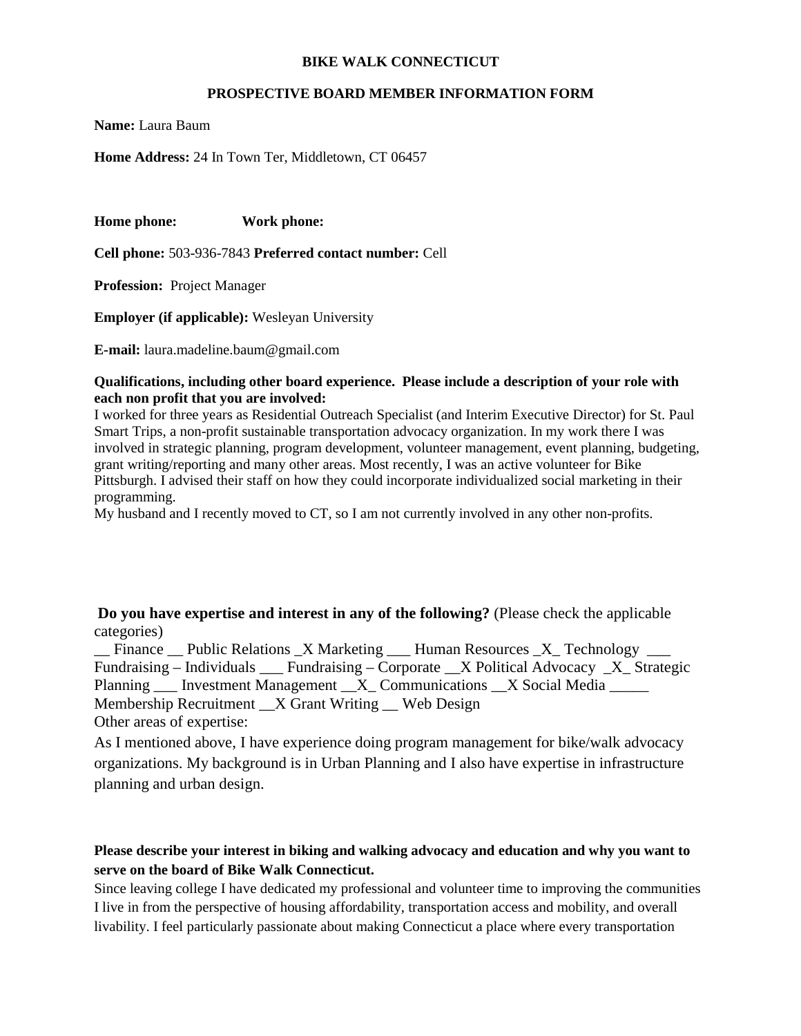**BIKE WALK CONNECTICUT**

**PROSPECTIVE BOARD MEMBER INFORMATION FORM**

**Name:** Laura Baum

**Home Address:** 24 In Town Ter, Middletown, CT 06457

**Home phone:** **Work phone:**

**Cell phone:** 503-936-7843 **Preferred contact number:** Cell

**Profession:** Project Manager

**Employer (if applicable):** Wesleyan University

**E-mail:** laura.madeline.baum@gmail.com

**Qualifications, including other board experience. Please include a description of your role with each non profit that you are involved:**

I worked for three years as Residential Outreach Specialist (and Interim Executive Director) for St. Paul Smart Trips, a non-profit sustainable transportation advocacy organization. In my work there I was involved in strategic planning, program development, volunteer management, event planning, budgeting, grant writing/reporting and many other areas. Most recently, I was an active volunteer for Bike Pittsburgh. I advised their staff on how they could incorporate individualized social marketing in their programming.

My husband and I recently moved to CT, so I am not currently involved in any other non-profits.

**Do you have expertise and interest in any of the following?** (Please check the applicable categories)

__ Finance __ Public Relations _X Marketing ___ Human Resources _X_ Technology ___ Fundraising – Individuals ___ Fundraising – Corporate __X Political Advocacy _X_ Strategic Planning ___ Investment Management __X_ Communications __X Social Media _____ Membership Recruitment __X Grant Writing __ Web Design

Other areas of expertise:

As I mentioned above, I have experience doing program management for bike/walk advocacy organizations. My background is in Urban Planning and I also have expertise in infrastructure planning and urban design.

**Please describe your interest in biking and walking advocacy and education and why you want to serve on the board of Bike Walk Connecticut.**

Since leaving college I have dedicated my professional and volunteer time to improving the communities I live in from the perspective of housing affordability, transportation access and mobility, and overall livability. I feel particularly passionate about making Connecticut a place where every transportation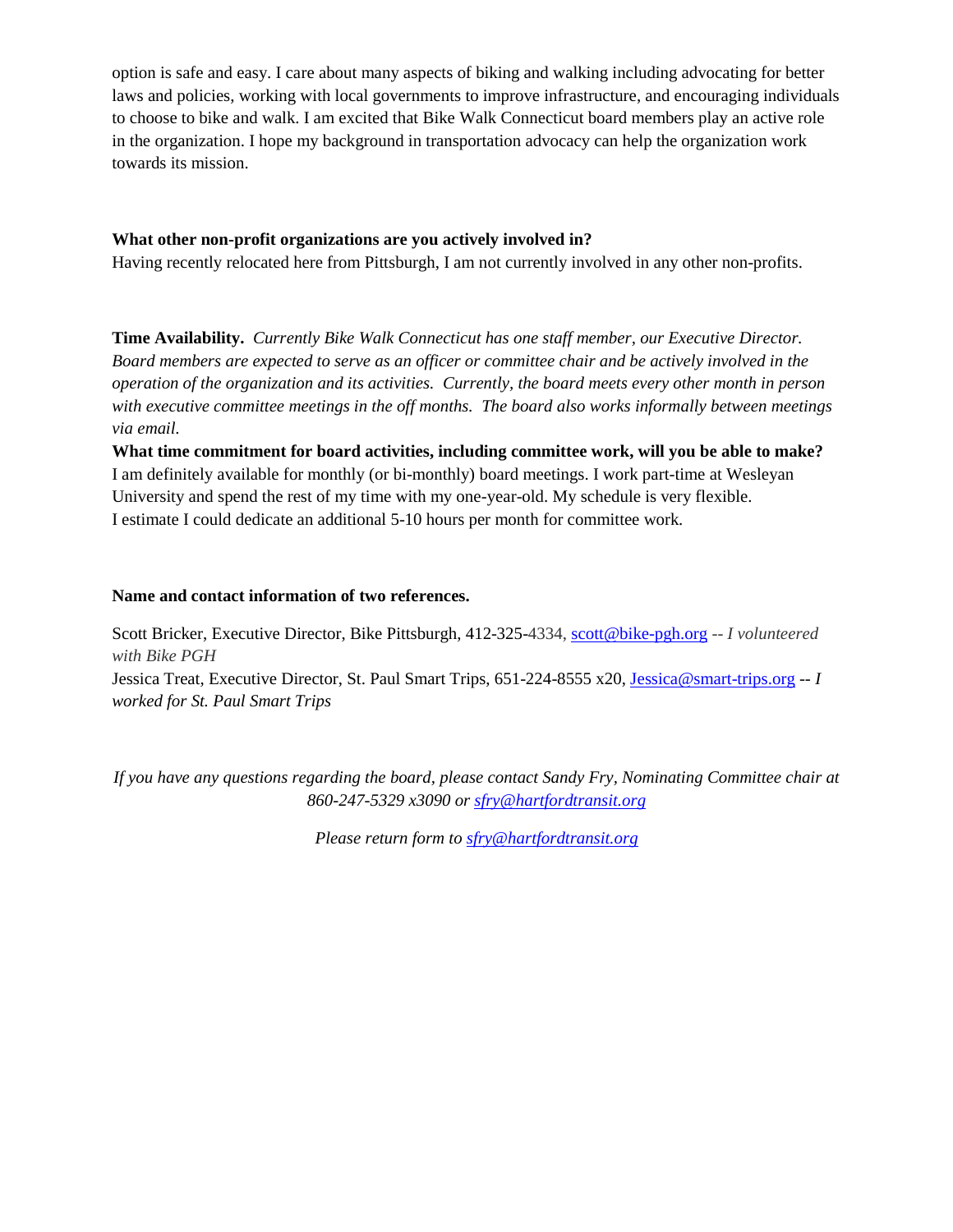option is safe and easy. I care about many aspects of biking and walking including advocating for better laws and policies, working with local governments to improve infrastructure, and encouraging individuals to choose to bike and walk. I am excited that Bike Walk Connecticut board members play an active role in the organization. I hope my background in transportation advocacy can help the organization work towards its mission.

**What other non-profit organizations are you actively involved in?**
Having recently relocated here from Pittsburgh, I am not currently involved in any other non-profits.

**Time Availability.** *Currently Bike Walk Connecticut has one staff member, our Executive Director. Board members are expected to serve as an officer or committee chair and be actively involved in the operation of the organization and its activities. Currently, the board meets every other month in person with executive committee meetings in the off months. The board also works informally between meetings via email.*

**What time commitment for board activities, including committee work, will you be able to make?**
I am definitely available for monthly (or bi-monthly) board meetings. I work part-time at Wesleyan University and spend the rest of my time with my one-year-old. My schedule is very flexible.
I estimate I could dedicate an additional 5-10 hours per month for committee work.

**Name and contact information of two references.**

Scott Bricker, Executive Director, Bike Pittsburgh, 412-325-4334, scott@bike-pgh.org -- *I volunteered with Bike PGH*
Jessica Treat, Executive Director, St. Paul Smart Trips, 651-224-8555 x20, Jessica@smart-trips.org -- *I worked for St. Paul Smart Trips*

*If you have any questions regarding the board, please contact Sandy Fry, Nominating Committee chair at 860-247-5329 x3090 or sfry@hartfordtransit.org*

*Please return form to sfry@hartfordtransit.org*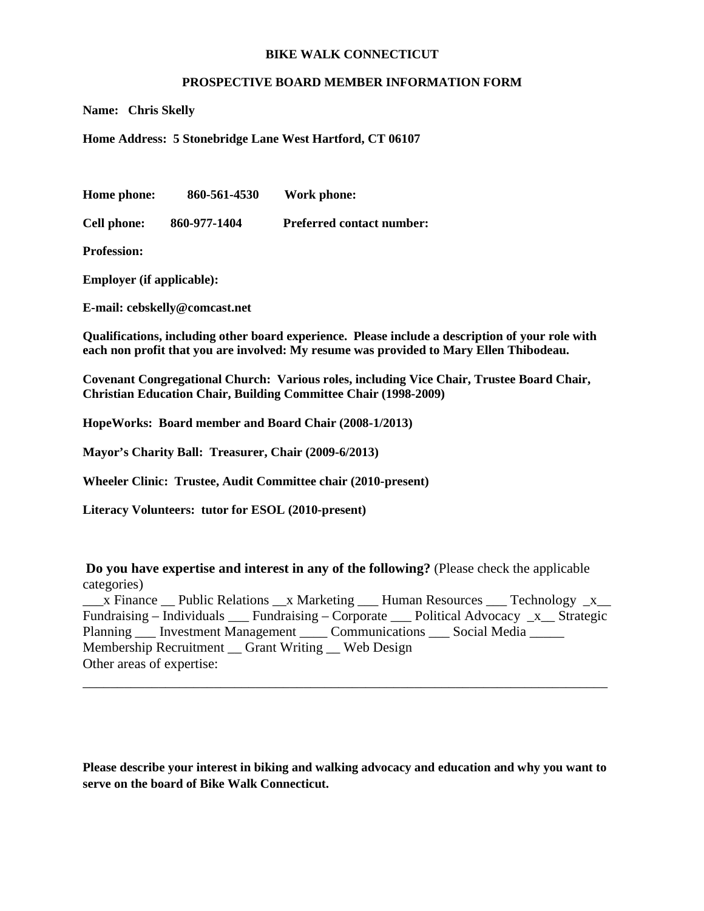**BIKE WALK CONNECTICUT**

**PROSPECTIVE BOARD MEMBER INFORMATION FORM**

**Name: Chris Skelly**

**Home Address: 5 Stonebridge Lane West Hartford, CT 06107**

**Home phone: 860-561-4530 Work phone:**

**Cell phone: 860-977-1404 Preferred contact number:**

**Profession:**

**Employer (if applicable):**

**E-mail: cebskelly@comcast.net**

**Qualifications, including other board experience. Please include a description of your role with each non profit that you are involved: My resume was provided to Mary Ellen Thibodeau.**

**Covenant Congregational Church: Various roles, including Vice Chair, Trustee Board Chair, Christian Education Chair, Building Committee Chair (1998-2009)**

**HopeWorks: Board member and Board Chair (2008-1/2013)**

**Mayor's Charity Ball: Treasurer, Chair (2009-6/2013)**

**Wheeler Clinic: Trustee, Audit Committee chair (2010-present)**

**Literacy Volunteers: tutor for ESOL (2010-present)**

**Do you have expertise and interest in any of the following?** (Please check the applicable categories)
___x Finance __ Public Relations __x Marketing ___ Human Resources ___ Technology _x__ Fundraising – Individuals ___ Fundraising – Corporate ___ Political Advocacy _x__ Strategic Planning ___ Investment Management ____ Communications ___ Social Media _____ Membership Recruitment __ Grant Writing __ Web Design
Other areas of expertise:
_______________________________________________________________________________

**Please describe your interest in biking and walking advocacy and education and why you want to serve on the board of Bike Walk Connecticut.**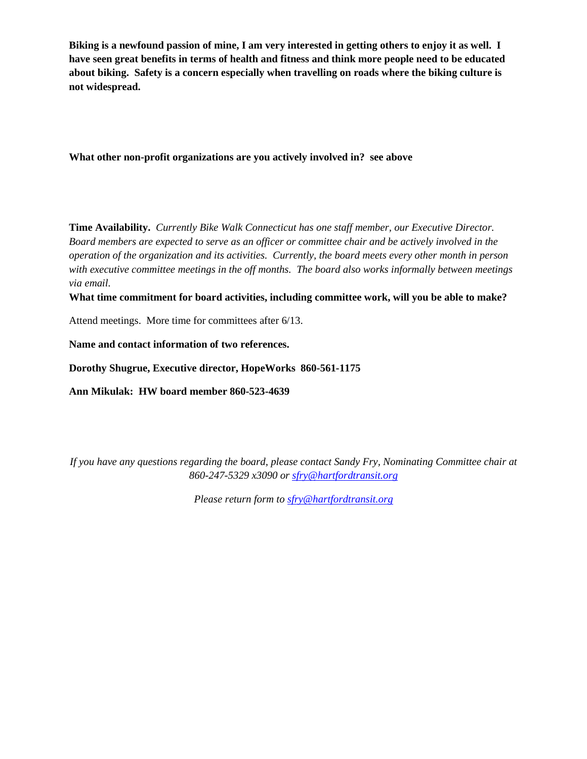**Biking is a newfound passion of mine, I am very interested in getting others to enjoy it as well. I have seen great benefits in terms of health and fitness and think more people need to be educated about biking. Safety is a concern especially when travelling on roads where the biking culture is not widespread.**

**What other non-profit organizations are you actively involved in? see above**

**Time Availability.** *Currently Bike Walk Connecticut has one staff member, our Executive Director. Board members are expected to serve as an officer or committee chair and be actively involved in the operation of the organization and its activities. Currently, the board meets every other month in person with executive committee meetings in the off months. The board also works informally between meetings via email.*

**What time commitment for board activities, including committee work, will you be able to make?**

Attend meetings. More time for committees after 6/13.

**Name and contact information of two references.**

**Dorothy Shugrue, Executive director, HopeWorks 860-561-1175**

**Ann Mikulak: HW board member 860-523-4639**

*If you have any questions regarding the board, please contact Sandy Fry, Nominating Committee chair at 860-247-5329 x3090 or [sfry@hartfordtransit.org](mailto:sfry@hartfordtransit.org)*

*Please return form to [sfry@hartfordtransit.org](mailto:sfry@hartfordtransit.org)*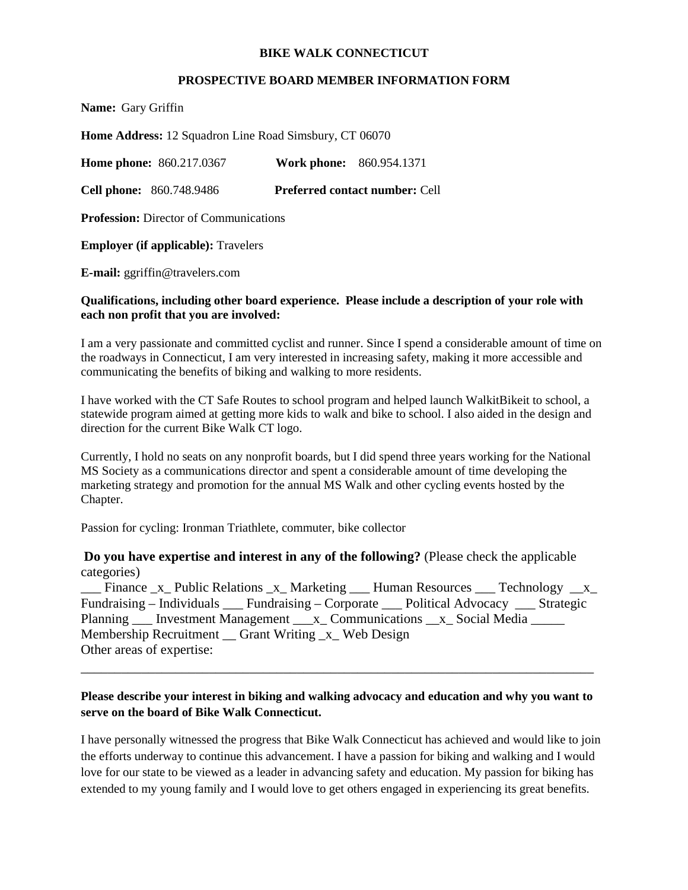**BIKE WALK CONNECTICUT**

**PROSPECTIVE BOARD MEMBER INFORMATION FORM**

**Name:** Gary Griffin

**Home Address:** 12 Squadron Line Road Simsbury, CT 06070

**Home phone:** 860.217.0367 **Work phone:** 860.954.1371

**Cell phone:** 860.748.9486 **Preferred contact number:** Cell

**Profession:** Director of Communications

**Employer (if applicable):** Travelers

**E-mail:** ggriffin@travelers.com

**Qualifications, including other board experience. Please include a description of your role with each non profit that you are involved:**

I am a very passionate and committed cyclist and runner. Since I spend a considerable amount of time on the roadways in Connecticut, I am very interested in increasing safety, making it more accessible and communicating the benefits of biking and walking to more residents.

I have worked with the CT Safe Routes to school program and helped launch WalkitBikeit to school, a statewide program aimed at getting more kids to walk and bike to school. I also aided in the design and direction for the current Bike Walk CT logo.

Currently, I hold no seats on any nonprofit boards, but I did spend three years working for the National MS Society as a communications director and spent a considerable amount of time developing the marketing strategy and promotion for the annual MS Walk and other cycling events hosted by the Chapter.

Passion for cycling: Ironman Triathlete, commuter, bike collector

**Do you have expertise and interest in any of the following?** (Please check the applicable categories)

___ Finance _x_ Public Relations _x_ Marketing ___ Human Resources ___ Technology __x_ Fundraising – Individuals ___ Fundraising – Corporate ___ Political Advocacy ___ Strategic Planning ___ Investment Management ___x_ Communications __x_ Social Media _____ Membership Recruitment __ Grant Writing _x_ Web Design

Other areas of expertise: ________________________________________________

**Please describe your interest in biking and walking advocacy and education and why you want to serve on the board of Bike Walk Connecticut.**

I have personally witnessed the progress that Bike Walk Connecticut has achieved and would like to join the efforts underway to continue this advancement. I have a passion for biking and walking and I would love for our state to be viewed as a leader in advancing safety and education. My passion for biking has extended to my young family and I would love to get others engaged in experiencing its great benefits.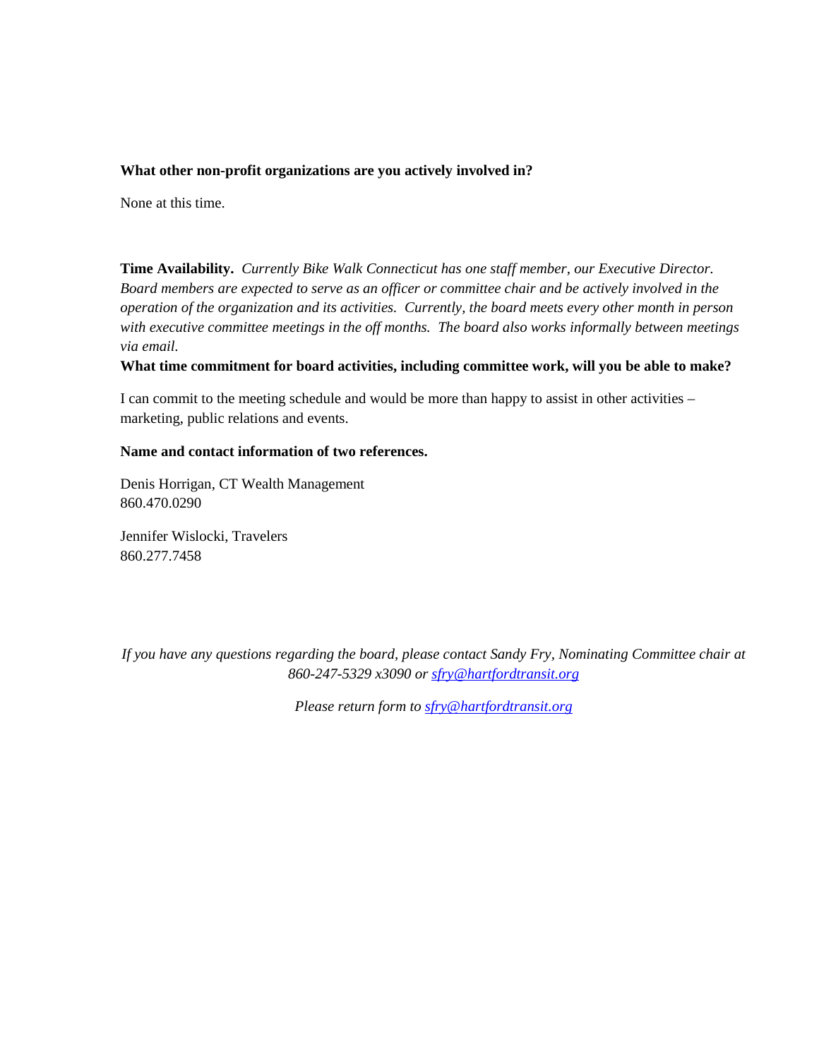**What other non-profit organizations are you actively involved in?**

None at this time.

**Time Availability.** *Currently Bike Walk Connecticut has one staff member, our Executive Director. Board members are expected to serve as an officer or committee chair and be actively involved in the operation of the organization and its activities. Currently, the board meets every other month in person with executive committee meetings in the off months. The board also works informally between meetings via email.*

**What time commitment for board activities, including committee work, will you be able to make?**

I can commit to the meeting schedule and would be more than happy to assist in other activities – marketing, public relations and events.

**Name and contact information of two references.**

Denis Horrigan, CT Wealth Management
860.470.0290

Jennifer Wislocki, Travelers
860.277.7458

*If you have any questions regarding the board, please contact Sandy Fry, Nominating Committee chair at 860-247-5329 x3090 or [sfry@hartfordtransit.org](mailto:sfry@hartfordtransit.org)*

*Please return form to [sfry@hartfordtransit.org](mailto:sfry@hartfordtransit.org)*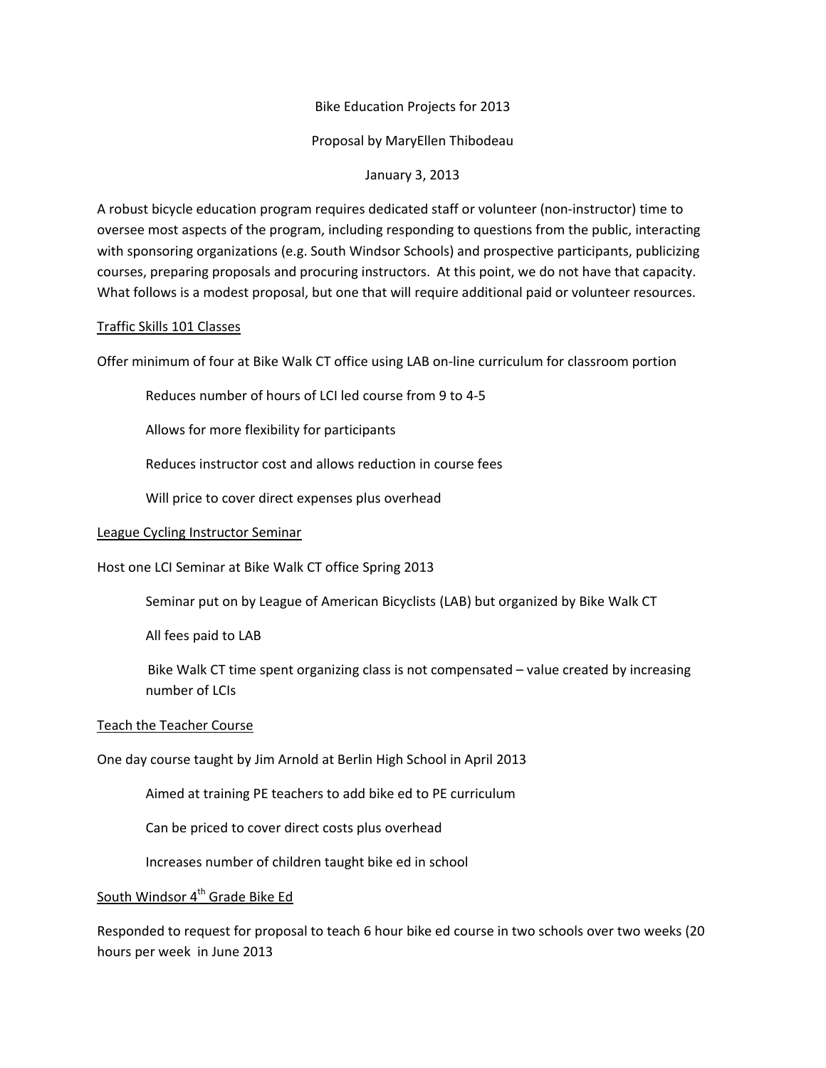Bike Education Projects for 2013

Proposal by MaryEllen Thibodeau

January 3, 2013

A robust bicycle education program requires dedicated staff or volunteer (non-instructor) time to oversee most aspects of the program, including responding to questions from the public, interacting with sponsoring organizations (e.g. South Windsor Schools) and prospective participants, publicizing courses, preparing proposals and procuring instructors. At this point, we do not have that capacity. What follows is a modest proposal, but one that will require additional paid or volunteer resources.

<u>Traffic Skills 101 Classes</u>

Offer minimum of four at Bike Walk CT office using LAB on-line curriculum for classroom portion

> Reduces number of hours of LCI led course from 9 to 4-5
>
> Allows for more flexibility for participants
>
> Reduces instructor cost and allows reduction in course fees
>
> Will price to cover direct expenses plus overhead

<u>League Cycling Instructor Seminar</u>

Host one LCI Seminar at Bike Walk CT office Spring 2013

> Seminar put on by League of American Bicyclists (LAB) but organized by Bike Walk CT
>
> All fees paid to LAB
>
> Bike Walk CT time spent organizing class is not compensated – value created by increasing number of LCIs

<u>Teach the Teacher Course</u>

One day course taught by Jim Arnold at Berlin High School in April 2013

> Aimed at training PE teachers to add bike ed to PE curriculum
>
> Can be priced to cover direct costs plus overhead
>
> Increases number of children taught bike ed in school

<u>South Windsor 4th Grade Bike Ed</u>

Responded to request for proposal to teach 6 hour bike ed course in two schools over two weeks (20 hours per week in June 2013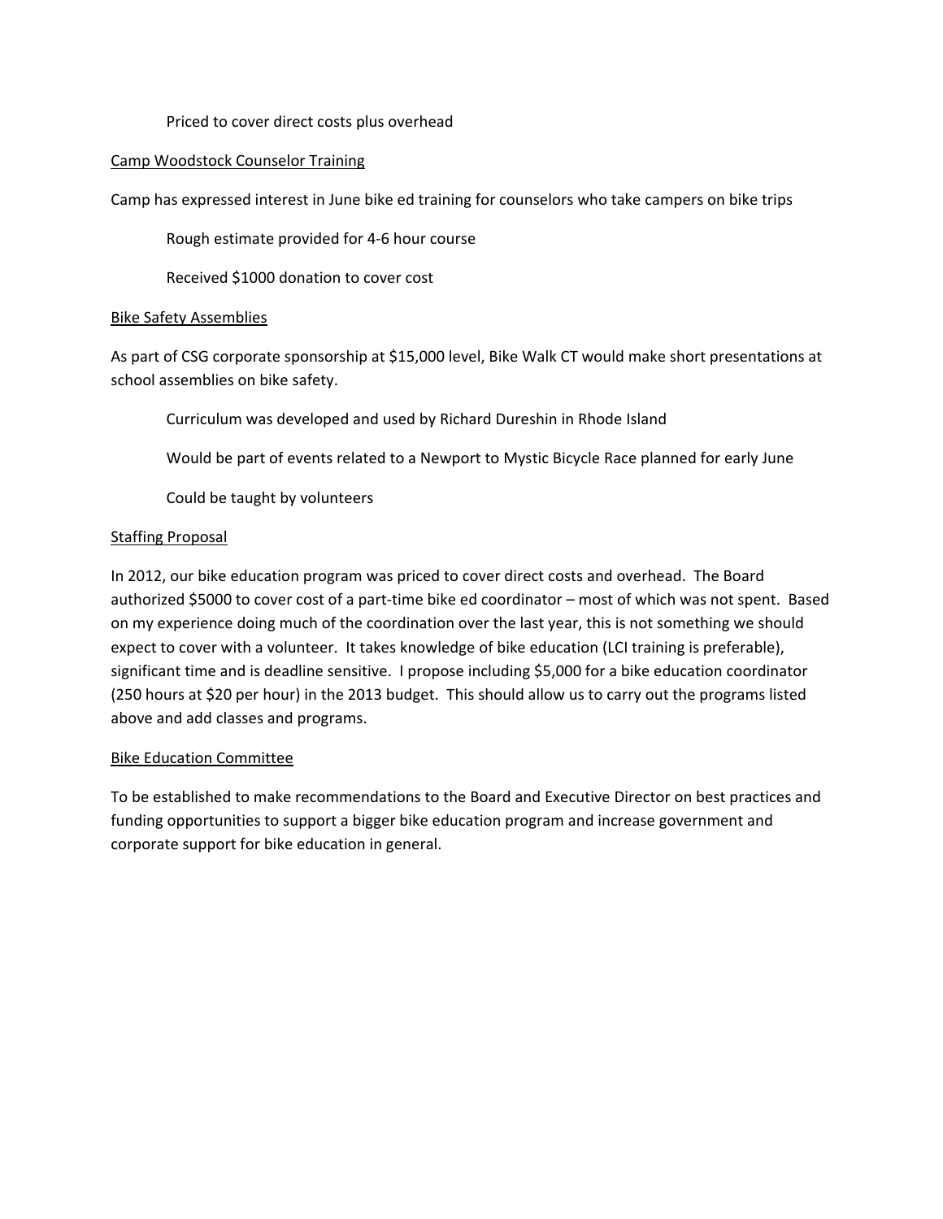Priced to cover direct costs plus overhead

Camp Woodstock Counselor Training

Camp has expressed interest in June bike ed training for counselors who take campers on bike trips

Rough estimate provided for 4-6 hour course

Received $1000 donation to cover cost

Bike Safety Assemblies

As part of CSG corporate sponsorship at $15,000 level, Bike Walk CT would make short presentations at school assemblies on bike safety.

Curriculum was developed and used by Richard Dureshin in Rhode Island

Would be part of events related to a Newport to Mystic Bicycle Race planned for early June

Could be taught by volunteers

Staffing Proposal

In 2012, our bike education program was priced to cover direct costs and overhead. The Board authorized $5000 to cover cost of a part-time bike ed coordinator – most of which was not spent. Based on my experience doing much of the coordination over the last year, this is not something we should expect to cover with a volunteer. It takes knowledge of bike education (LCI training is preferable), significant time and is deadline sensitive. I propose including $5,000 for a bike education coordinator (250 hours at $20 per hour) in the 2013 budget. This should allow us to carry out the programs listed above and add classes and programs.

Bike Education Committee

To be established to make recommendations to the Board and Executive Director on best practices and funding opportunities to support a bigger bike education program and increase government and corporate support for bike education in general.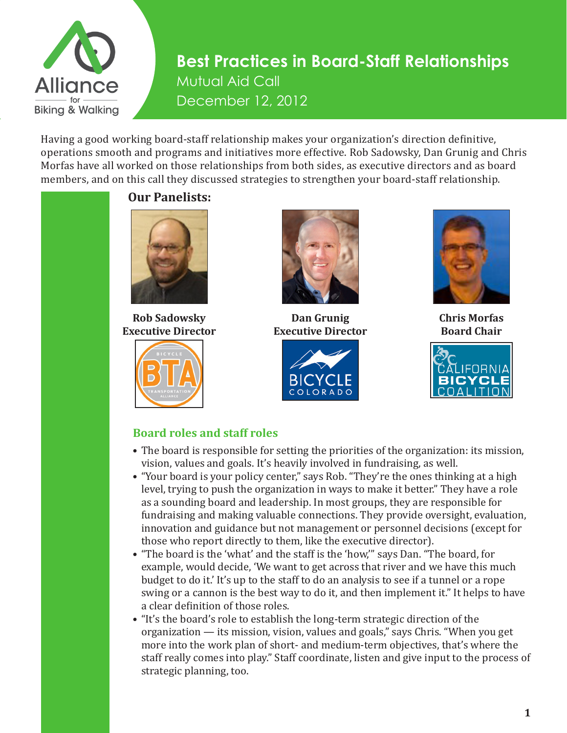# Best Practices in Board-Staff Relationships

Mutual Aid Call

December 12, 2012

Having a good working board-staff relationship makes your organization's direction definitive, operations smooth and programs and initiatives more effective. Rob Sadowsky, Dan Grunig and Chris Morfas have all worked on those relationships from both sides, as executive directors and as board members, and on this call they discussed strategies to strengthen your board-staff relationship.

## Our Panelists:

**Rob Sadowsky**
**Executive Director**

**Dan Grunig**
**Executive Director**

**Chris Morfas**
**Board Chair**

## Board roles and staff roles

- The board is responsible for setting the priorities of the organization: its mission, vision, values and goals. It's heavily involved in fundraising, as well.
- "Your board is your policy center," says Rob. "They're the ones thinking at a high level, trying to push the organization in ways to make it better." They have a role as a sounding board and leadership. In most groups, they are responsible for fundraising and making valuable connections. They provide oversight, evaluation, innovation and guidance but not management or personnel decisions (except for those who report directly to them, like the executive director).
- "The board is the 'what' and the staff is the 'how,'" says Dan. "The board, for example, would decide, 'We want to get across that river and we have this much budget to do it.' It's up to the staff to do an analysis to see if a tunnel or a rope swing or a cannon is the best way to do it, and then implement it." It helps to have a clear definition of those roles.
- "It's the board's role to establish the long-term strategic direction of the organization — its mission, vision, values and goals," says Chris. "When you get more into the work plan of short- and medium-term objectives, that's where the staff really comes into play." Staff coordinate, listen and give input to the process of strategic planning, too.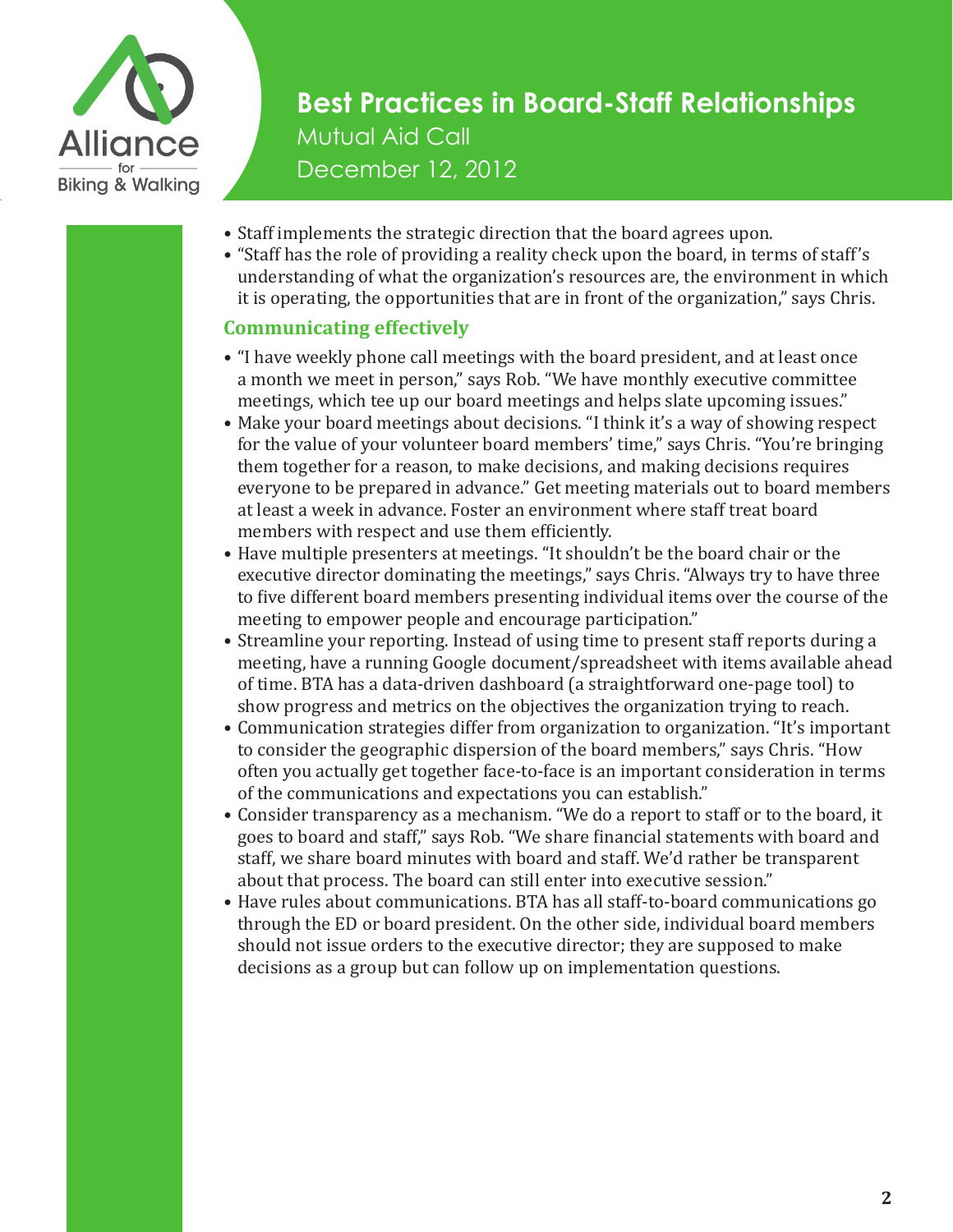- Staff implements the strategic direction that the board agrees upon.
- "Staff has the role of providing a reality check upon the board, in terms of staff's understanding of what the organization's resources are, the environment in which it is operating, the opportunities that are in front of the organization," says Chris.

### Communicating effectively

- "I have weekly phone call meetings with the board president, and at least once a month we meet in person," says Rob. "We have monthly executive committee meetings, which tee up our board meetings and helps slate upcoming issues."
- Make your board meetings about decisions. "I think it's a way of showing respect for the value of your volunteer board members' time," says Chris. "You're bringing them together for a reason, to make decisions, and making decisions requires everyone to be prepared in advance." Get meeting materials out to board members at least a week in advance. Foster an environment where staff treat board members with respect and use them efficiently.
- Have multiple presenters at meetings. "It shouldn't be the board chair or the executive director dominating the meetings," says Chris. "Always try to have three to five different board members presenting individual items over the course of the meeting to empower people and encourage participation."
- Streamline your reporting. Instead of using time to present staff reports during a meeting, have a running Google document/spreadsheet with items available ahead of time. BTA has a data-driven dashboard (a straightforward one-page tool) to show progress and metrics on the objectives the organization trying to reach.
- Communication strategies differ from organization to organization. "It's important to consider the geographic dispersion of the board members," says Chris. "How often you actually get together face-to-face is an important consideration in terms of the communications and expectations you can establish."
- Consider transparency as a mechanism. "We do a report to staff or to the board, it goes to board and staff," says Rob. "We share financial statements with board and staff, we share board minutes with board and staff. We'd rather be transparent about that process. The board can still enter into executive session."
- Have rules about communications. BTA has all staff-to-board communications go through the ED or board president. On the other side, individual board members should not issue orders to the executive director; they are supposed to make decisions as a group but can follow up on implementation questions.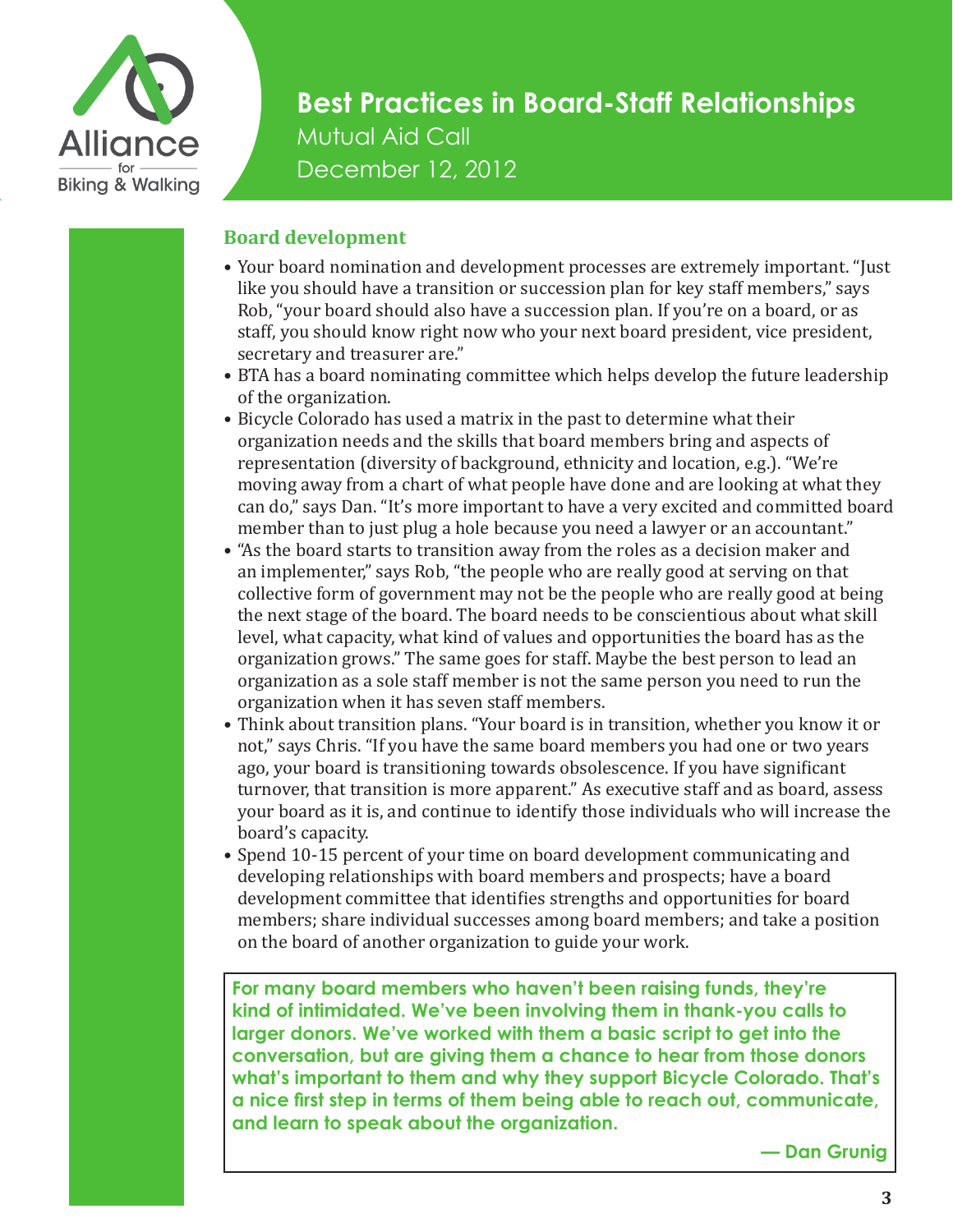## Board development

- Your board nomination and development processes are extremely important. "Just like you should have a transition or succession plan for key staff members," says Rob, "your board should also have a succession plan. If you're on a board, or as staff, you should know right now who your next board president, vice president, secretary and treasurer are."
- BTA has a board nominating committee which helps develop the future leadership of the organization.
- Bicycle Colorado has used a matrix in the past to determine what their organization needs and the skills that board members bring and aspects of representation (diversity of background, ethnicity and location, e.g.). "We're moving away from a chart of what people have done and are looking at what they can do," says Dan. "It's more important to have a very excited and committed board member than to just plug a hole because you need a lawyer or an accountant."
- "As the board starts to transition away from the roles as a decision maker and an implementer," says Rob, "the people who are really good at serving on that collective form of government may not be the people who are really good at being the next stage of the board. The board needs to be conscientious about what skill level, what capacity, what kind of values and opportunities the board has as the organization grows." The same goes for staff. Maybe the best person to lead an organization as a sole staff member is not the same person you need to run the organization when it has seven staff members.
- Think about transition plans. "Your board is in transition, whether you know it or not," says Chris. "If you have the same board members you had one or two years ago, your board is transitioning towards obsolescence. If you have significant turnover, that transition is more apparent." As executive staff and as board, assess your board as it is, and continue to identify those individuals who will increase the board's capacity.
- Spend 10-15 percent of your time on board development communicating and developing relationships with board members and prospects; have a board development committee that identifies strengths and opportunities for board members; share individual successes among board members; and take a position on the board of another organization to guide your work.

> **For many board members who haven't been raising funds, they're kind of intimidated. We've been involving them in thank-you calls to larger donors. We've worked with them a basic script to get into the conversation, but are giving them a chance to hear from those donors what's important to them and why they support Bicycle Colorado. That's a nice first step in terms of them being able to reach out, communicate, and learn to speak about the organization.**
>
> **— Dan Grunig**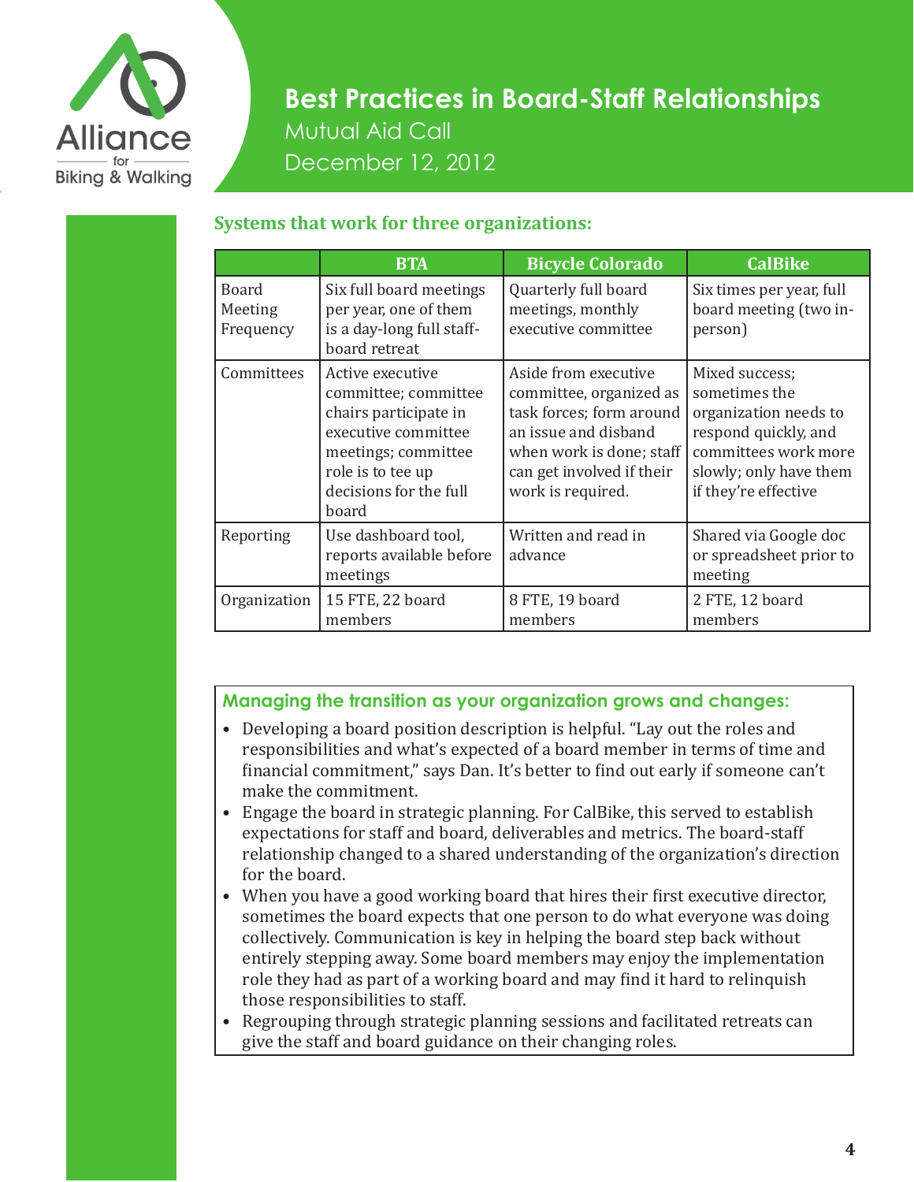# Best Practices in Board-Staff Relationships

Mutual Aid Call

December 12, 2012

## Systems that work for three organizations:

| | BTA | Bicycle Colorado | CalBike |
|---|---|---|---|
| Board Meeting Frequency | Six full board meetings per year, one of them is a day-long full staff-board retreat | Quarterly full board meetings, monthly executive committee | Six times per year, full board meeting (two in-person) |
| Committees | Active executive committee; committee chairs participate in executive committee meetings; committee role is to tee up decisions for the full board | Aside from executive committee, organized as task forces; form around an issue and disband when work is done; staff can get involved if their work is required. | Mixed success; sometimes the organization needs to respond quickly, and committees work more slowly; only have them if they're effective |
| Reporting | Use dashboard tool, reports available before meetings | Written and read in advance | Shared via Google doc or spreadsheet prior to meeting |
| Organization | 15 FTE, 22 board members | 8 FTE, 19 board members | 2 FTE, 12 board members |

### Managing the transition as your organization grows and changes:

- Developing a board position description is helpful. "Lay out the roles and responsibilities and what's expected of a board member in terms of time and financial commitment," says Dan. It's better to find out early if someone can't make the commitment.
- Engage the board in strategic planning. For CalBike, this served to establish expectations for staff and board, deliverables and metrics. The board-staff relationship changed to a shared understanding of the organization's direction for the board.
- When you have a good working board that hires their first executive director, sometimes the board expects that one person to do what everyone was doing collectively. Communication is key in helping the board step back without entirely stepping away. Some board members may enjoy the implementation role they had as part of a working board and may find it hard to relinquish those responsibilities to staff.
- Regrouping through strategic planning sessions and facilitated retreats can give the staff and board guidance on their changing roles.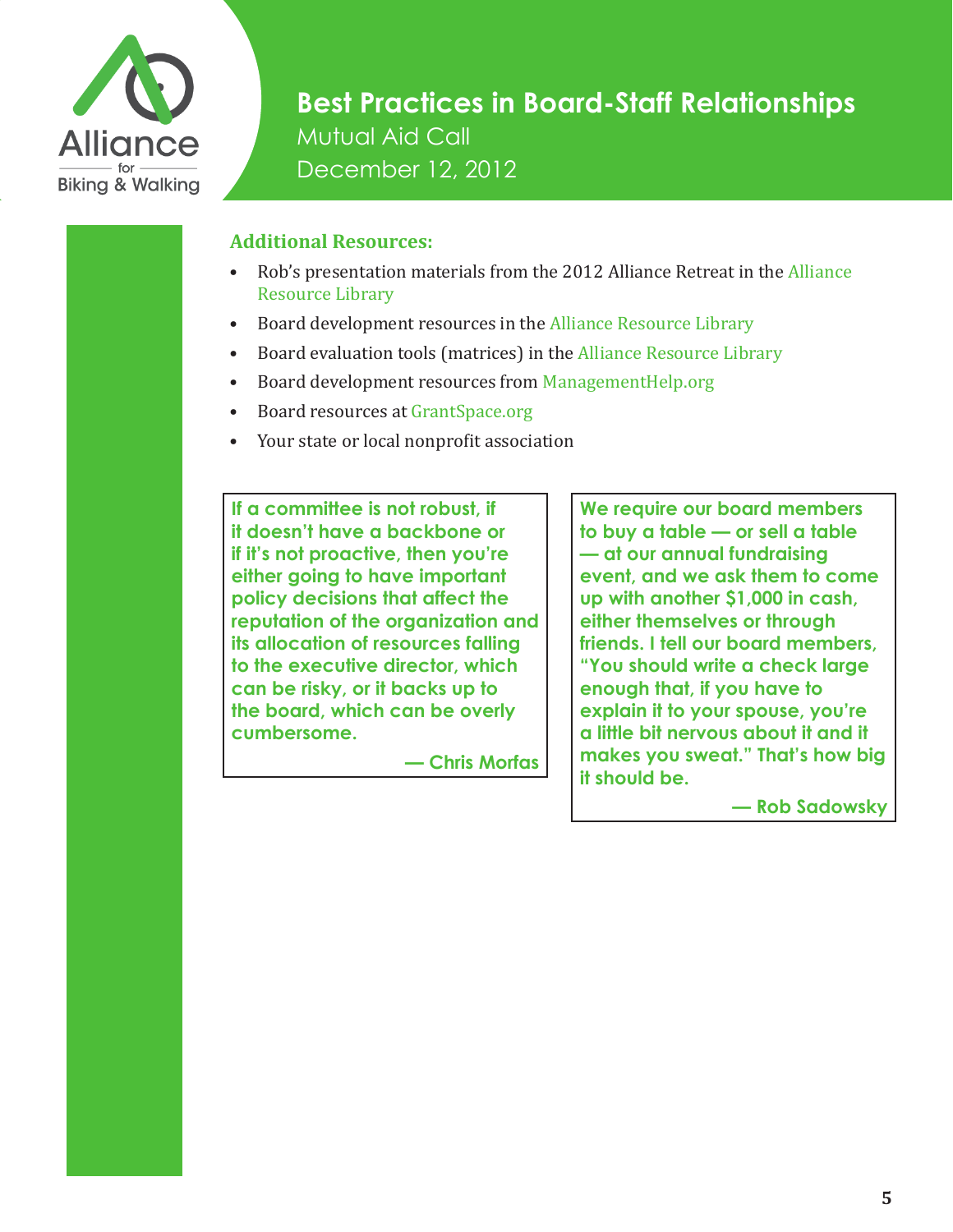## Additional Resources:

- Rob's presentation materials from the 2012 Alliance Retreat in the Alliance Resource Library
- Board development resources in the Alliance Resource Library
- Board evaluation tools (matrices) in the Alliance Resource Library
- Board development resources from ManagementHelp.org
- Board resources at GrantSpace.org
- Your state or local nonprofit association

> **If a committee is not robust, if it doesn't have a backbone or if it's not proactive, then you're either going to have important policy decisions that affect the reputation of the organization and its allocation of resources falling to the executive director, which can be risky, or it backs up to the board, which can be overly cumbersome.**
>
> **— Chris Morfas**

> **We require our board members to buy a table — or sell a table — at our annual fundraising event, and we ask them to come up with another $1,000 in cash, either themselves or through friends. I tell our board members, "You should write a check large enough that, if you have to explain it to your spouse, you're a little bit nervous about it and it makes you sweat." That's how big it should be.**
>
> **— Rob Sadowsky**